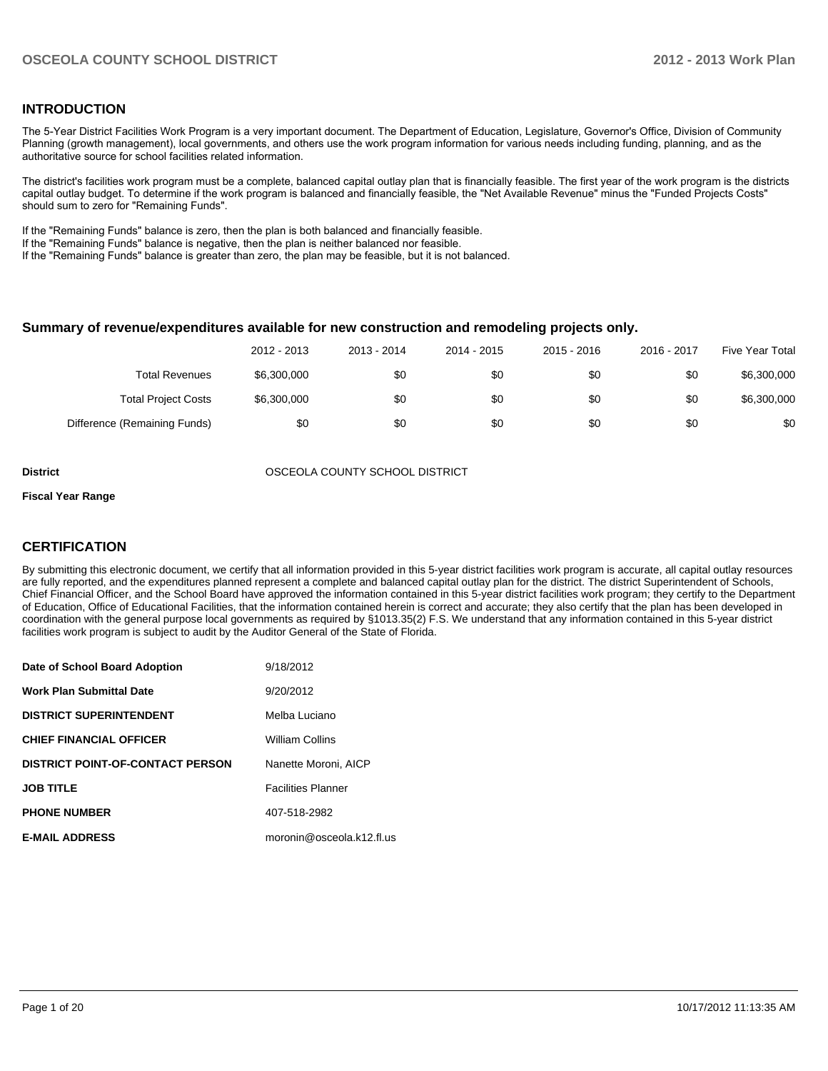## INTRODUCTION

The 5-Year District Facilities Work Program is a very important document. The Department of Education, Legislature, Governor's Office, Division of Community Planning (growth management), local governments, and others use the work program information for various needs including funding, planning, and as the authoritative source for school facilities related information.

The district's facilities work program must be a complete, balanced capital outlay plan that is financially feasible. The first year of the work program is the districts capital outlay budget. To determine if the work program is balanced and financially feasible, the "Net Available Revenue" minus the "Funded Projects Costs" should sum to zero for "Remaining Funds".

If the "Remaining Funds" balance is zero, then the plan is both balanced and financially feasible.
If the "Remaining Funds" balance is negative, then the plan is neither balanced nor feasible.
If the "Remaining Funds" balance is greater than zero, the plan may be feasible, but it is not balanced.

### Summary of revenue/expenditures available for new construction and remodeling projects only.

| | 2012 - 2013 | 2013 - 2014 | 2014 - 2015 | 2015 - 2016 | 2016 - 2017 | Five Year Total |
|---|---|---|---|---|---|---|
| Total Revenues | $6,300,000 | $0 | $0 | $0 | $0 | $6,300,000 |
| Total Project Costs | $6,300,000 | $0 | $0 | $0 | $0 | $6,300,000 |
| Difference (Remaining Funds) | $0 | $0 | $0 | $0 | $0 | $0 |

**District** OSCEOLA COUNTY SCHOOL DISTRICT

**Fiscal Year Range**

## CERTIFICATION

By submitting this electronic document, we certify that all information provided in this 5-year district facilities work program is accurate, all capital outlay resources are fully reported, and the expenditures planned represent a complete and balanced capital outlay plan for the district. The district Superintendent of Schools, Chief Financial Officer, and the School Board have approved the information contained in this 5-year district facilities work program; they certify to the Department of Education, Office of Educational Facilities, that the information contained herein is correct and accurate; they also certify that the plan has been developed in coordination with the general purpose local governments as required by §1013.35(2) F.S. We understand that any information contained in this 5-year district facilities work program is subject to audit by the Auditor General of the State of Florida.

| | |
|---|---|
| **Date of School Board Adoption** | 9/18/2012 |
| **Work Plan Submittal Date** | 9/20/2012 |
| **DISTRICT SUPERINTENDENT** | Melba Luciano |
| **CHIEF FINANCIAL OFFICER** | William Collins |
| **DISTRICT POINT-OF-CONTACT PERSON** | Nanette Moroni, AICP |
| **JOB TITLE** | Facilities Planner |
| **PHONE NUMBER** | 407-518-2982 |
| **E-MAIL ADDRESS** | moronin@osceola.k12.fl.us |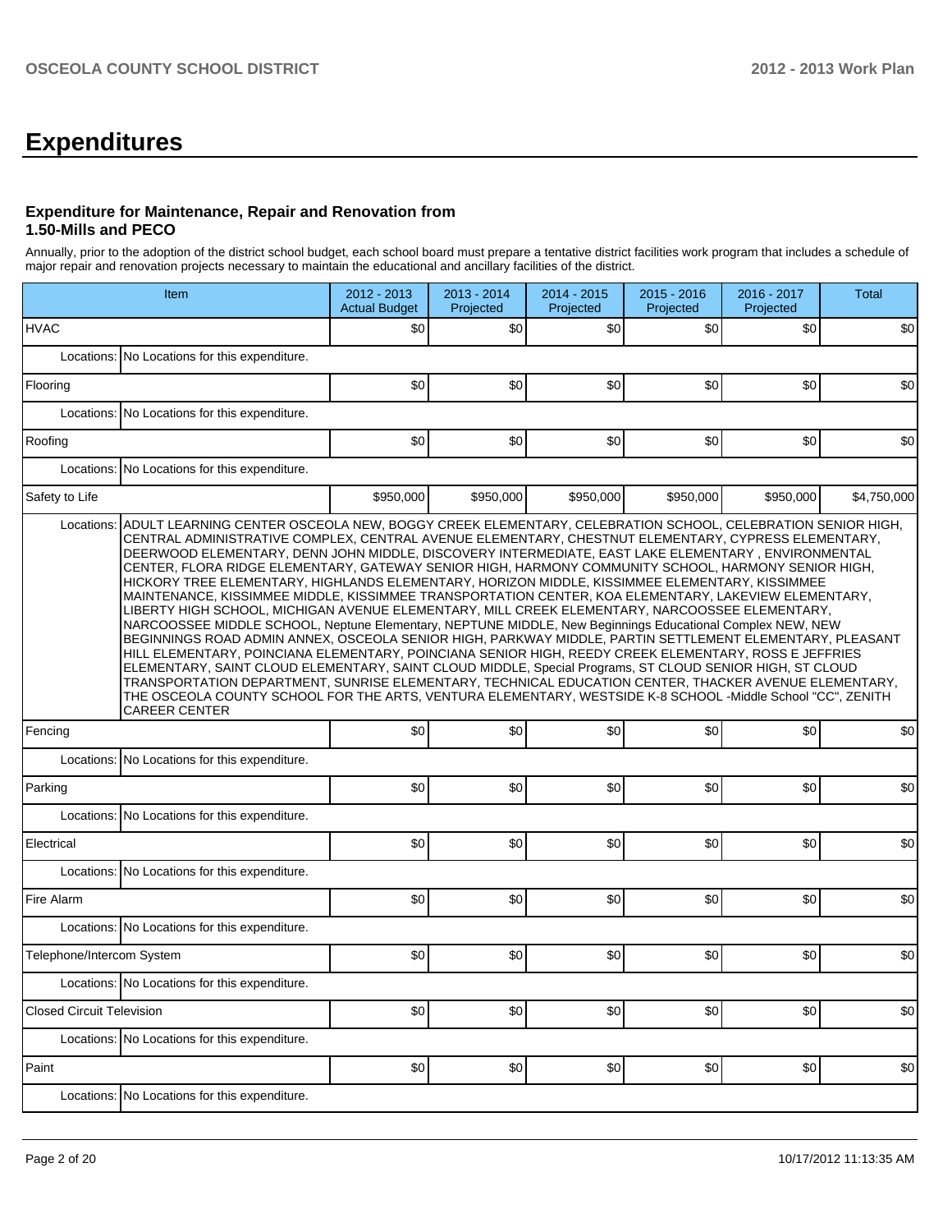# Expenditures

### Expenditure for Maintenance, Repair and Renovation from 1.50-Mills and PECO

Annually, prior to the adoption of the district school budget, each school board must prepare a tentative district facilities work program that includes a schedule of major repair and renovation projects necessary to maintain the educational and ancillary facilities of the district.

| Item | | 2012 - 2013 Actual Budget | 2013 - 2014 Projected | 2014 - 2015 Projected | 2015 - 2016 Projected | 2016 - 2017 Projected | Total |
|---|---|---|---|---|---|---|---|
| HVAC | | $0 | $0 | $0 | $0 | $0 | $0 |
| Locations: | No Locations for this expenditure. | | | | | | |
| Flooring | | $0 | $0 | $0 | $0 | $0 | $0 |
| Locations: | No Locations for this expenditure. | | | | | | |
| Roofing | | $0 | $0 | $0 | $0 | $0 | $0 |
| Locations: | No Locations for this expenditure. | | | | | | |
| Safety to Life | | $950,000 | $950,000 | $950,000 | $950,000 | $950,000 | $4,750,000 |
| Locations: | ADULT LEARNING CENTER OSCEOLA NEW, BOGGY CREEK ELEMENTARY, CELEBRATION SCHOOL, CELEBRATION SENIOR HIGH, CENTRAL ADMINISTRATIVE COMPLEX, CENTRAL AVENUE ELEMENTARY, CHESTNUT ELEMENTARY, CYPRESS ELEMENTARY, DEERWOOD ELEMENTARY, DENN JOHN MIDDLE, DISCOVERY INTERMEDIATE, EAST LAKE ELEMENTARY , ENVIRONMENTAL CENTER, FLORA RIDGE ELEMENTARY, GATEWAY SENIOR HIGH, HARMONY COMMUNITY SCHOOL, HARMONY SENIOR HIGH, HICKORY TREE ELEMENTARY, HIGHLANDS ELEMENTARY, HORIZON MIDDLE, KISSIMMEE ELEMENTARY, KISSIMMEE MAINTENANCE, KISSIMMEE MIDDLE, KISSIMMEE TRANSPORTATION CENTER, KOA ELEMENTARY, LAKEVIEW ELEMENTARY, LIBERTY HIGH SCHOOL, MICHIGAN AVENUE ELEMENTARY, MILL CREEK ELEMENTARY, NARCOOSSEE ELEMENTARY, NARCOOSSEE MIDDLE SCHOOL, Neptune Elementary, NEPTUNE MIDDLE, New Beginnings Educational Complex NEW, NEW BEGINNINGS ROAD ADMIN ANNEX, OSCEOLA SENIOR HIGH, PARKWAY MIDDLE, PARTIN SETTLEMENT ELEMENTARY, PLEASANT HILL ELEMENTARY, POINCIANA ELEMENTARY, POINCIANA SENIOR HIGH, REEDY CREEK ELEMENTARY, ROSS E JEFFRIES ELEMENTARY, SAINT CLOUD ELEMENTARY, SAINT CLOUD MIDDLE, Special Programs, ST CLOUD SENIOR HIGH, ST CLOUD TRANSPORTATION DEPARTMENT, SUNRISE ELEMENTARY, TECHNICAL EDUCATION CENTER, THACKER AVENUE ELEMENTARY, THE OSCEOLA COUNTY SCHOOL FOR THE ARTS, VENTURA ELEMENTARY, WESTSIDE K-8 SCHOOL -Middle School "CC", ZENITH CAREER CENTER | | | | | | |
| Fencing | | $0 | $0 | $0 | $0 | $0 | $0 |
| Locations: | No Locations for this expenditure. | | | | | | |
| Parking | | $0 | $0 | $0 | $0 | $0 | $0 |
| Locations: | No Locations for this expenditure. | | | | | | |
| Electrical | | $0 | $0 | $0 | $0 | $0 | $0 |
| Locations: | No Locations for this expenditure. | | | | | | |
| Fire Alarm | | $0 | $0 | $0 | $0 | $0 | $0 |
| Locations: | No Locations for this expenditure. | | | | | | |
| Telephone/Intercom System | | $0 | $0 | $0 | $0 | $0 | $0 |
| Locations: | No Locations for this expenditure. | | | | | | |
| Closed Circuit Television | | $0 | $0 | $0 | $0 | $0 | $0 |
| Locations: | No Locations for this expenditure. | | | | | | |
| Paint | | $0 | $0 | $0 | $0 | $0 | $0 |
| Locations: | No Locations for this expenditure. | | | | | | |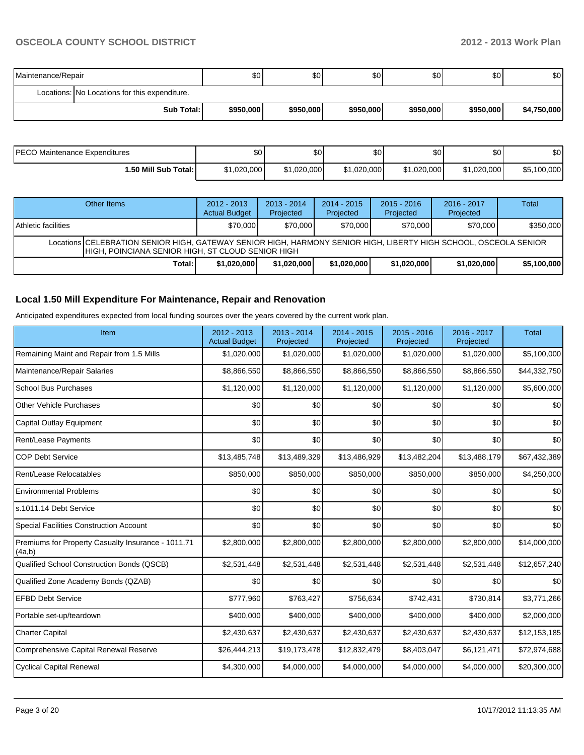| Maintenance/Repair | | $0 | $0 | $0 | $0 | $0 | $0 |
|---|---|---|---|---|---|---|---|
| Locations: | No Locations for this expenditure. | | | | | | |
| | **Sub Total:** | **$950,000** | **$950,000** | **$950,000** | **$950,000** | **$950,000** | **$4,750,000** |

| PECO Maintenance Expenditures | $0 | $0 | $0 | $0 | $0 | $0 |
|---|---|---|---|---|---|---|
| **1.50 Mill Sub Total:** | $1,020,000 | $1,020,000 | $1,020,000 | $1,020,000 | $1,020,000 | $5,100,000 |

| Other Items | | 2012 - 2013 Actual Budget | 2013 - 2014 Projected | 2014 - 2015 Projected | 2015 - 2016 Projected | 2016 - 2017 Projected | Total |
|---|---|---|---|---|---|---|---|
| Athletic facilities | | $70,000 | $70,000 | $70,000 | $70,000 | $70,000 | $350,000 |
| Locations | CELEBRATION SENIOR HIGH, GATEWAY SENIOR HIGH, HARMONY SENIOR HIGH, LIBERTY HIGH SCHOOL, OSCEOLA SENIOR HIGH, POINCIANA SENIOR HIGH, ST CLOUD SENIOR HIGH | | | | | | |
| | **Total:** | **$1,020,000** | **$1,020,000** | **$1,020,000** | **$1,020,000** | **$1,020,000** | **$5,100,000** |

## Local 1.50 Mill Expenditure For Maintenance, Repair and Renovation

Anticipated expenditures expected from local funding sources over the years covered by the current work plan.

| Item | 2012 - 2013 Actual Budget | 2013 - 2014 Projected | 2014 - 2015 Projected | 2015 - 2016 Projected | 2016 - 2017 Projected | Total |
|---|---|---|---|---|---|---|
| Remaining Maint and Repair from 1.5 Mills | $1,020,000 | $1,020,000 | $1,020,000 | $1,020,000 | $1,020,000 | $5,100,000 |
| Maintenance/Repair Salaries | $8,866,550 | $8,866,550 | $8,866,550 | $8,866,550 | $8,866,550 | $44,332,750 |
| School Bus Purchases | $1,120,000 | $1,120,000 | $1,120,000 | $1,120,000 | $1,120,000 | $5,600,000 |
| Other Vehicle Purchases | $0 | $0 | $0 | $0 | $0 | $0 |
| Capital Outlay Equipment | $0 | $0 | $0 | $0 | $0 | $0 |
| Rent/Lease Payments | $0 | $0 | $0 | $0 | $0 | $0 |
| COP Debt Service | $13,485,748 | $13,489,329 | $13,486,929 | $13,482,204 | $13,488,179 | $67,432,389 |
| Rent/Lease Relocatables | $850,000 | $850,000 | $850,000 | $850,000 | $850,000 | $4,250,000 |
| Environmental Problems | $0 | $0 | $0 | $0 | $0 | $0 |
| s.1011.14 Debt Service | $0 | $0 | $0 | $0 | $0 | $0 |
| Special Facilities Construction Account | $0 | $0 | $0 | $0 | $0 | $0 |
| Premiums for Property Casualty Insurance - 1011.71 (4a,b) | $2,800,000 | $2,800,000 | $2,800,000 | $2,800,000 | $2,800,000 | $14,000,000 |
| Qualified School Construction Bonds (QSCB) | $2,531,448 | $2,531,448 | $2,531,448 | $2,531,448 | $2,531,448 | $12,657,240 |
| Qualified Zone Academy Bonds (QZAB) | $0 | $0 | $0 | $0 | $0 | $0 |
| EFBD Debt Service | $777,960 | $763,427 | $756,634 | $742,431 | $730,814 | $3,771,266 |
| Portable set-up/teardown | $400,000 | $400,000 | $400,000 | $400,000 | $400,000 | $2,000,000 |
| Charter Capital | $2,430,637 | $2,430,637 | $2,430,637 | $2,430,637 | $2,430,637 | $12,153,185 |
| Comprehensive Capital Renewal Reserve | $26,444,213 | $19,173,478 | $12,832,479 | $8,403,047 | $6,121,471 | $72,974,688 |
| Cyclical Capital Renewal | $4,300,000 | $4,000,000 | $4,000,000 | $4,000,000 | $4,000,000 | $20,300,000 |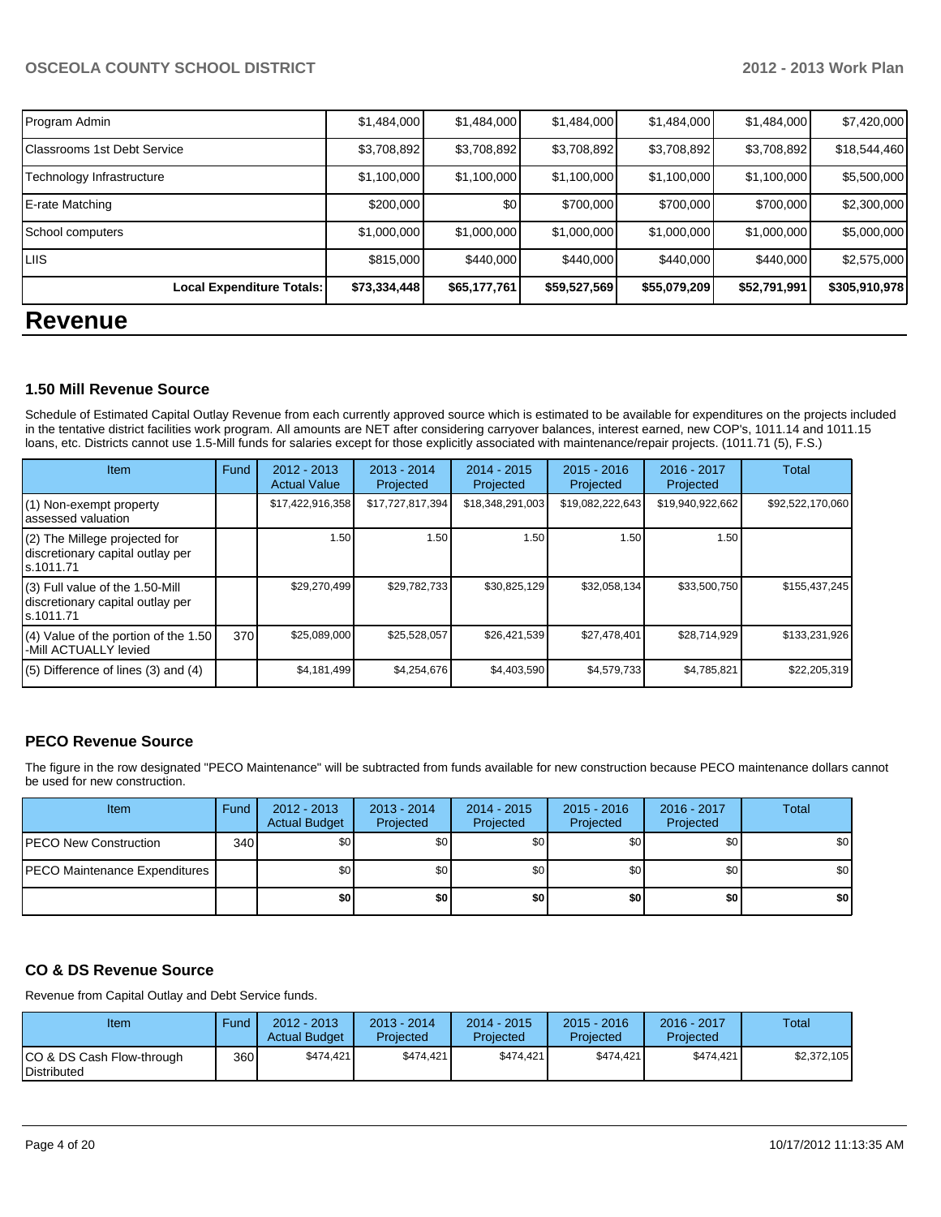| | | | | | | |
|---|---|---|---|---|---|---|
| Program Admin | $1,484,000 | $1,484,000 | $1,484,000 | $1,484,000 | $1,484,000 | $7,420,000 |
| Classrooms 1st Debt Service | $3,708,892 | $3,708,892 | $3,708,892 | $3,708,892 | $3,708,892 | $18,544,460 |
| Technology Infrastructure | $1,100,000 | $1,100,000 | $1,100,000 | $1,100,000 | $1,100,000 | $5,500,000 |
| E-rate Matching | $200,000 | $0 | $700,000 | $700,000 | $700,000 | $2,300,000 |
| School computers | $1,000,000 | $1,000,000 | $1,000,000 | $1,000,000 | $1,000,000 | $5,000,000 |
| LIIS | $815,000 | $440,000 | $440,000 | $440,000 | $440,000 | $2,575,000 |
| **Local Expenditure Totals:** | **$73,334,448** | **$65,177,761** | **$59,527,569** | **$55,079,209** | **$52,791,991** | **$305,910,978** |

# Revenue

### 1.50 Mill Revenue Source

Schedule of Estimated Capital Outlay Revenue from each currently approved source which is estimated to be available for expenditures on the projects included in the tentative district facilities work program. All amounts are NET after considering carryover balances, interest earned, new COP's, 1011.14 and 1011.15 loans, etc. Districts cannot use 1.5-Mill funds for salaries except for those explicitly associated with maintenance/repair projects. (1011.71 (5), F.S.)

| Item | Fund | 2012 - 2013 Actual Value | 2013 - 2014 Projected | 2014 - 2015 Projected | 2015 - 2016 Projected | 2016 - 2017 Projected | Total |
|---|---|---|---|---|---|---|---|
| (1) Non-exempt property assessed valuation | | $17,422,916,358 | $17,727,817,394 | $18,348,291,003 | $19,082,222,643 | $19,940,922,662 | $92,522,170,060 |
| (2) The Millege projected for discretionary capital outlay per s.1011.71 | | 1.50 | 1.50 | 1.50 | 1.50 | 1.50 | |
| (3) Full value of the 1.50-Mill discretionary capital outlay per s.1011.71 | | $29,270,499 | $29,782,733 | $30,825,129 | $32,058,134 | $33,500,750 | $155,437,245 |
| (4) Value of the portion of the 1.50 -Mill ACTUALLY levied | 370 | $25,089,000 | $25,528,057 | $26,421,539 | $27,478,401 | $28,714,929 | $133,231,926 |
| (5) Difference of lines (3) and (4) | | $4,181,499 | $4,254,676 | $4,403,590 | $4,579,733 | $4,785,821 | $22,205,319 |

### PECO Revenue Source

The figure in the row designated "PECO Maintenance" will be subtracted from funds available for new construction because PECO maintenance dollars cannot be used for new construction.

| Item | Fund | 2012 - 2013 Actual Budget | 2013 - 2014 Projected | 2014 - 2015 Projected | 2015 - 2016 Projected | 2016 - 2017 Projected | Total |
|---|---|---|---|---|---|---|---|
| PECO New Construction | 340 | $0 | $0 | $0 | $0 | $0 | $0 |
| PECO Maintenance Expenditures | | $0 | $0 | $0 | $0 | $0 | $0 |
| | | **$0** | **$0** | **$0** | **$0** | **$0** | **$0** |

### CO & DS Revenue Source

Revenue from Capital Outlay and Debt Service funds.

| Item | Fund | 2012 - 2013 Actual Budget | 2013 - 2014 Projected | 2014 - 2015 Projected | 2015 - 2016 Projected | 2016 - 2017 Projected | Total |
|---|---|---|---|---|---|---|---|
| CO & DS Cash Flow-through Distributed | 360 | $474,421 | $474,421 | $474,421 | $474,421 | $474,421 | $2,372,105 |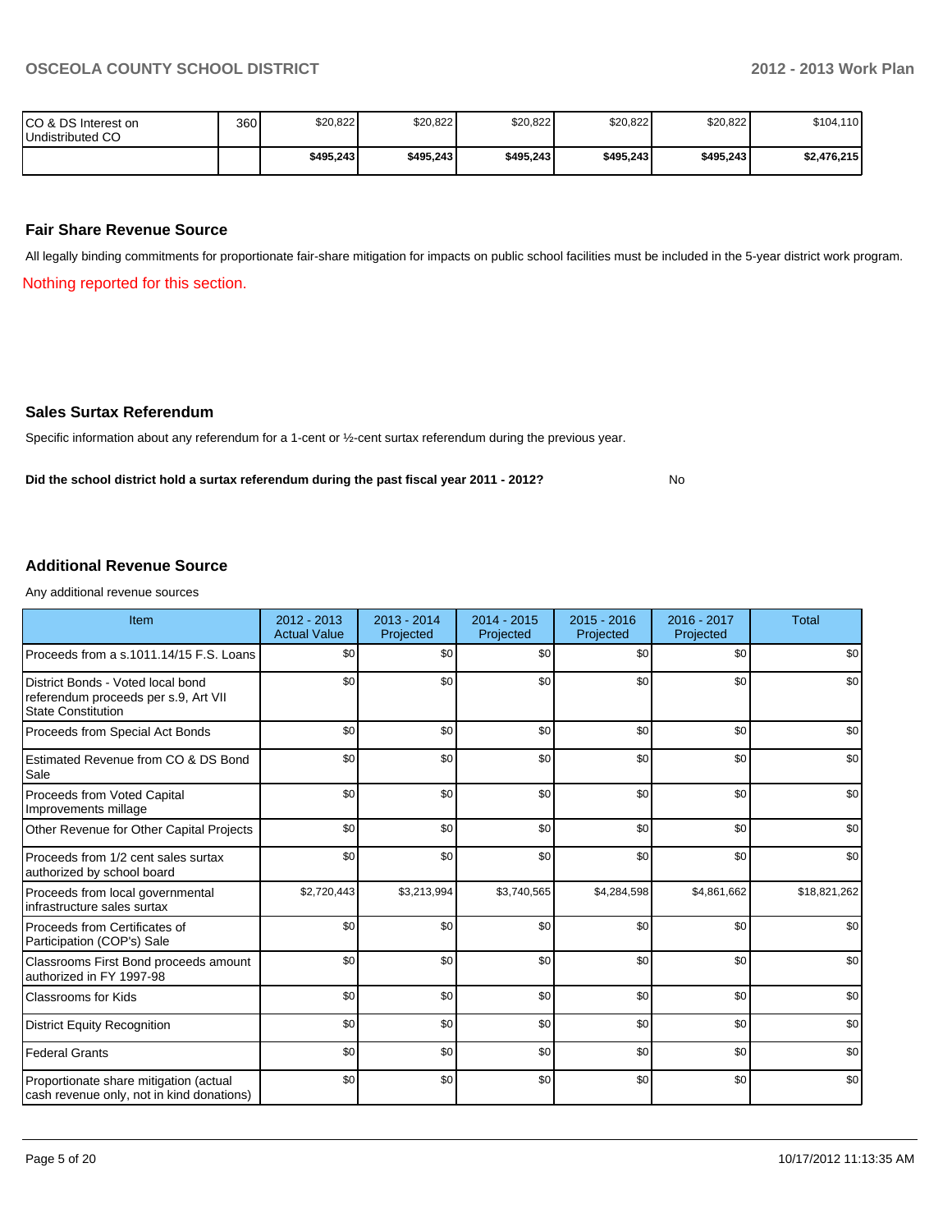| | | | | | | | |
|---|---|---|---|---|---|---|---|
| CO & DS Interest on Undistributed CO | 360 | $20,822 | $20,822 | $20,822 | $20,822 | $20,822 | $104,110 |
| | | **$495,243** | **$495,243** | **$495,243** | **$495,243** | **$495,243** | **$2,476,215** |

## Fair Share Revenue Source

All legally binding commitments for proportionate fair-share mitigation for impacts on public school facilities must be included in the 5-year district work program.

Nothing reported for this section.

## Sales Surtax Referendum

Specific information about any referendum for a 1-cent or ½-cent surtax referendum during the previous year.

**Did the school district hold a surtax referendum during the past fiscal year 2011 - 2012?** No

## Additional Revenue Source

Any additional revenue sources

| Item | 2012 - 2013 Actual Value | 2013 - 2014 Projected | 2014 - 2015 Projected | 2015 - 2016 Projected | 2016 - 2017 Projected | Total |
|---|---|---|---|---|---|---|
| Proceeds from a s.1011.14/15 F.S. Loans | $0 | $0 | $0 | $0 | $0 | $0 |
| District Bonds - Voted local bond referendum proceeds per s.9, Art VII State Constitution | $0 | $0 | $0 | $0 | $0 | $0 |
| Proceeds from Special Act Bonds | $0 | $0 | $0 | $0 | $0 | $0 |
| Estimated Revenue from CO & DS Bond Sale | $0 | $0 | $0 | $0 | $0 | $0 |
| Proceeds from Voted Capital Improvements millage | $0 | $0 | $0 | $0 | $0 | $0 |
| Other Revenue for Other Capital Projects | $0 | $0 | $0 | $0 | $0 | $0 |
| Proceeds from 1/2 cent sales surtax authorized by school board | $0 | $0 | $0 | $0 | $0 | $0 |
| Proceeds from local governmental infrastructure sales surtax | $2,720,443 | $3,213,994 | $3,740,565 | $4,284,598 | $4,861,662 | $18,821,262 |
| Proceeds from Certificates of Participation (COP's) Sale | $0 | $0 | $0 | $0 | $0 | $0 |
| Classrooms First Bond proceeds amount authorized in FY 1997-98 | $0 | $0 | $0 | $0 | $0 | $0 |
| Classrooms for Kids | $0 | $0 | $0 | $0 | $0 | $0 |
| District Equity Recognition | $0 | $0 | $0 | $0 | $0 | $0 |
| Federal Grants | $0 | $0 | $0 | $0 | $0 | $0 |
| Proportionate share mitigation (actual cash revenue only, not in kind donations) | $0 | $0 | $0 | $0 | $0 | $0 |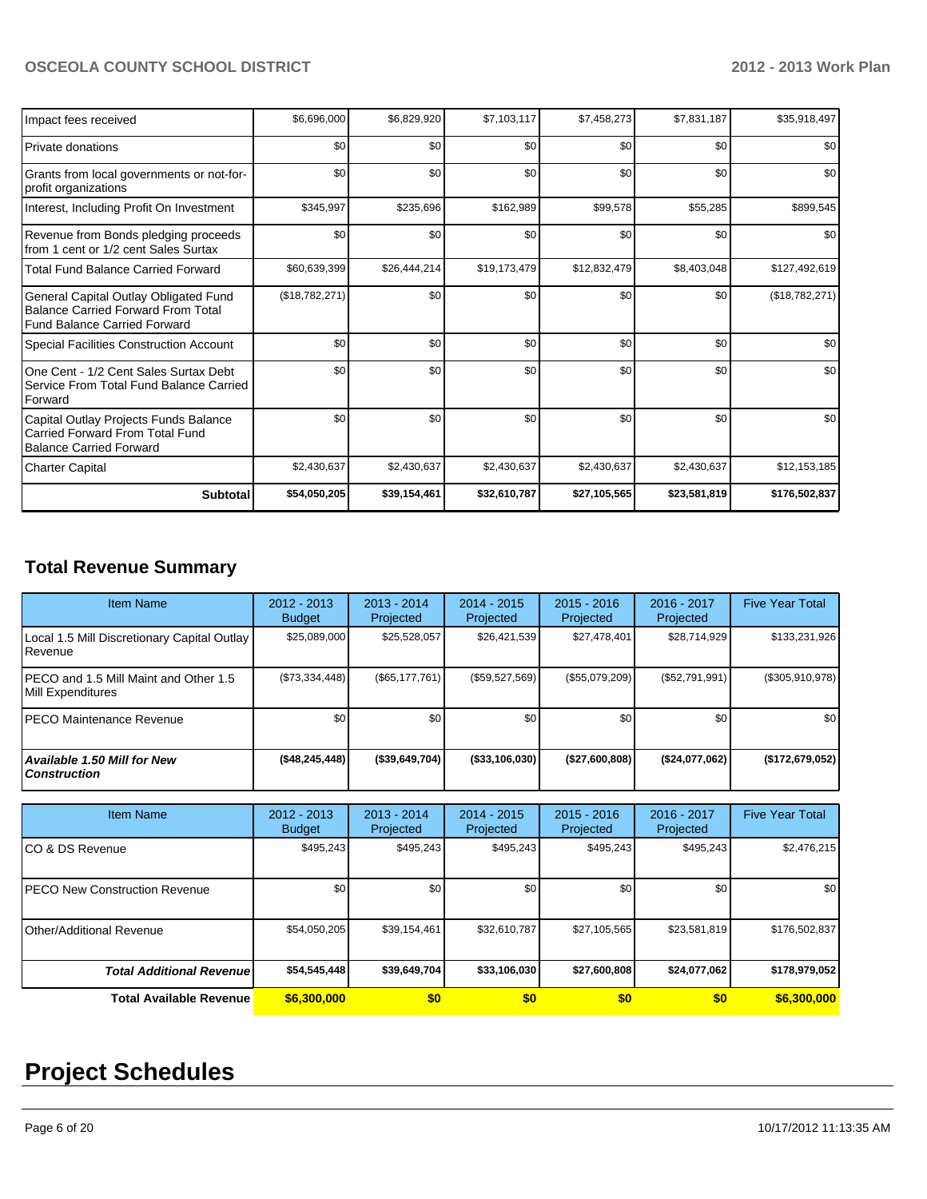| | | | | | | |
|---|---|---|---|---|---|---|
| Impact fees received | $6,696,000 | $6,829,920 | $7,103,117 | $7,458,273 | $7,831,187 | $35,918,497 |
| Private donations | $0 | $0 | $0 | $0 | $0 | $0 |
| Grants from local governments or not-for-profit organizations | $0 | $0 | $0 | $0 | $0 | $0 |
| Interest, Including Profit On Investment | $345,997 | $235,696 | $162,989 | $99,578 | $55,285 | $899,545 |
| Revenue from Bonds pledging proceeds from 1 cent or 1/2 cent Sales Surtax | $0 | $0 | $0 | $0 | $0 | $0 |
| Total Fund Balance Carried Forward | $60,639,399 | $26,444,214 | $19,173,479 | $12,832,479 | $8,403,048 | $127,492,619 |
| General Capital Outlay Obligated Fund Balance Carried Forward From Total Fund Balance Carried Forward | ($18,782,271) | $0 | $0 | $0 | $0 | ($18,782,271) |
| Special Facilities Construction Account | $0 | $0 | $0 | $0 | $0 | $0 |
| One Cent - 1/2 Cent Sales Surtax Debt Service From Total Fund Balance Carried Forward | $0 | $0 | $0 | $0 | $0 | $0 |
| Capital Outlay Projects Funds Balance Carried Forward From Total Fund Balance Carried Forward | $0 | $0 | $0 | $0 | $0 | $0 |
| Charter Capital | $2,430,637 | $2,430,637 | $2,430,637 | $2,430,637 | $2,430,637 | $12,153,185 |
| **Subtotal** | **$54,050,205** | **$39,154,461** | **$32,610,787** | **$27,105,565** | **$23,581,819** | **$176,502,837** |

## Total Revenue Summary

| Item Name | 2012 - 2013 Budget | 2013 - 2014 Projected | 2014 - 2015 Projected | 2015 - 2016 Projected | 2016 - 2017 Projected | Five Year Total |
|---|---|---|---|---|---|---|
| Local 1.5 Mill Discretionary Capital Outlay Revenue | $25,089,000 | $25,528,057 | $26,421,539 | $27,478,401 | $28,714,929 | $133,231,926 |
| PECO and 1.5 Mill Maint and Other 1.5 Mill Expenditures | ($73,334,448) | ($65,177,761) | ($59,527,569) | ($55,079,209) | ($52,791,991) | ($305,910,978) |
| PECO Maintenance Revenue | $0 | $0 | $0 | $0 | $0 | $0 |
| ***Available 1.50 Mill for New Construction*** | **($48,245,448)** | **($39,649,704)** | **($33,106,030)** | **($27,600,808)** | **($24,077,062)** | **($172,679,052)** |

| Item Name | 2012 - 2013 Budget | 2013 - 2014 Projected | 2014 - 2015 Projected | 2015 - 2016 Projected | 2016 - 2017 Projected | Five Year Total |
|---|---|---|---|---|---|---|
| CO & DS Revenue | $495,243 | $495,243 | $495,243 | $495,243 | $495,243 | $2,476,215 |
| PECO New Construction Revenue | $0 | $0 | $0 | $0 | $0 | $0 |
| Other/Additional Revenue | $54,050,205 | $39,154,461 | $32,610,787 | $27,105,565 | $23,581,819 | $176,502,837 |
| ***Total Additional Revenue*** | **$54,545,448** | **$39,649,704** | **$33,106,030** | **$27,600,808** | **$24,077,062** | **$178,979,052** |
| **Total Available Revenue** | **$6,300,000** | **$0** | **$0** | **$0** | **$0** | **$6,300,000** |

# Project Schedules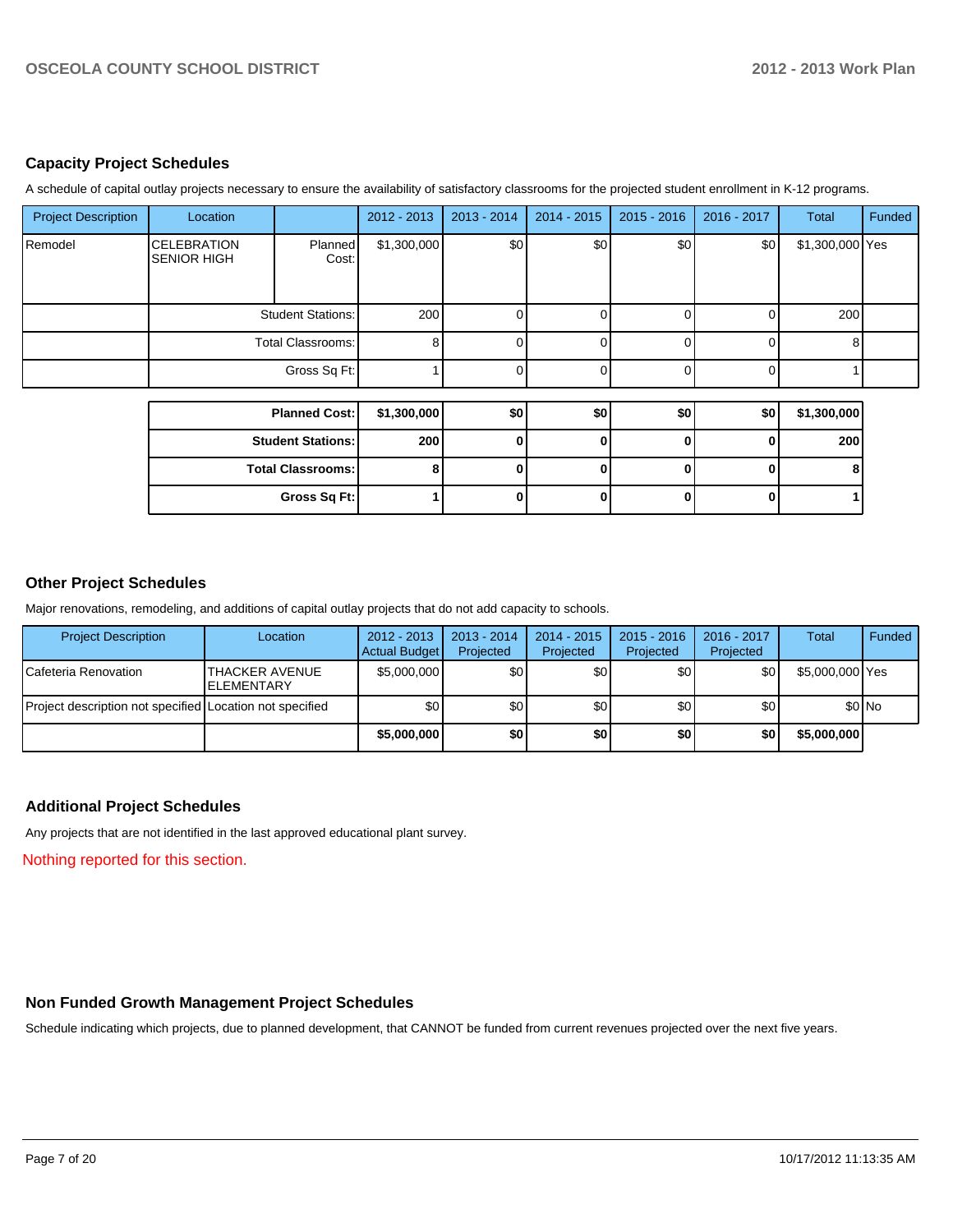## Capacity Project Schedules

A schedule of capital outlay projects necessary to ensure the availability of satisfactory classrooms for the projected student enrollment in K-12 programs.

| Project Description | Location | | 2012 - 2013 | 2013 - 2014 | 2014 - 2015 | 2015 - 2016 | 2016 - 2017 | Total | Funded |
|---|---|---|---|---|---|---|---|---|---|
| Remodel | CELEBRATION SENIOR HIGH | Planned Cost: | $1,300,000 | $0 | $0 | $0 | $0 | $1,300,000 | Yes |
| | | Student Stations: | 200 | 0 | 0 | 0 | 0 | 200 | |
| | | Total Classrooms: | 8 | 0 | 0 | 0 | 0 | 8 | |
| | | Gross Sq Ft: | 1 | 0 | 0 | 0 | 0 | 1 | |

| | 2012 - 2013 | 2013 - 2014 | 2014 - 2015 | 2015 - 2016 | 2016 - 2017 | Total |
|---|---|---|---|---|---|---|
| **Planned Cost:** | **$1,300,000** | **$0** | **$0** | **$0** | **$0** | **$1,300,000** |
| **Student Stations:** | **200** | **0** | **0** | **0** | **0** | **200** |
| **Total Classrooms:** | **8** | **0** | **0** | **0** | **0** | **8** |
| **Gross Sq Ft:** | **1** | **0** | **0** | **0** | **0** | **1** |

## Other Project Schedules

Major renovations, remodeling, and additions of capital outlay projects that do not add capacity to schools.

| Project Description | Location | 2012 - 2013 Actual Budget | 2013 - 2014 Projected | 2014 - 2015 Projected | 2015 - 2016 Projected | 2016 - 2017 Projected | Total | Funded |
|---|---|---|---|---|---|---|---|---|
| Cafeteria Renovation | THACKER AVENUE ELEMENTARY | $5,000,000 | $0 | $0 | $0 | $0 | $5,000,000 | Yes |
| Project description not specified | Location not specified | $0 | $0 | $0 | $0 | $0 | $0 | No |
| | | **$5,000,000** | **$0** | **$0** | **$0** | **$0** | **$5,000,000** | |

## Additional Project Schedules

Any projects that are not identified in the last approved educational plant survey.

Nothing reported for this section.

## Non Funded Growth Management Project Schedules

Schedule indicating which projects, due to planned development, that CANNOT be funded from current revenues projected over the next five years.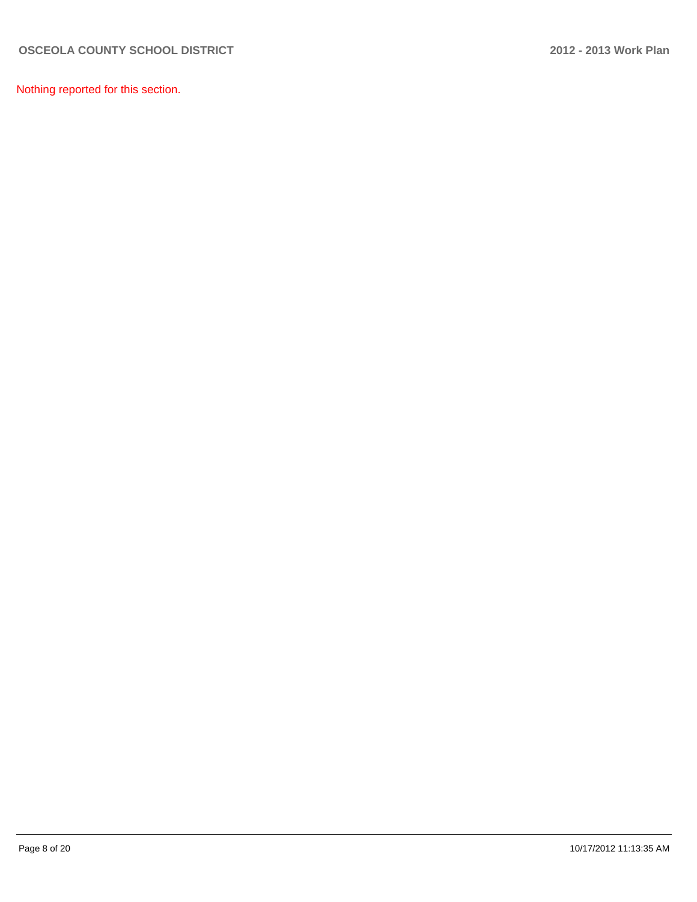Nothing reported for this section.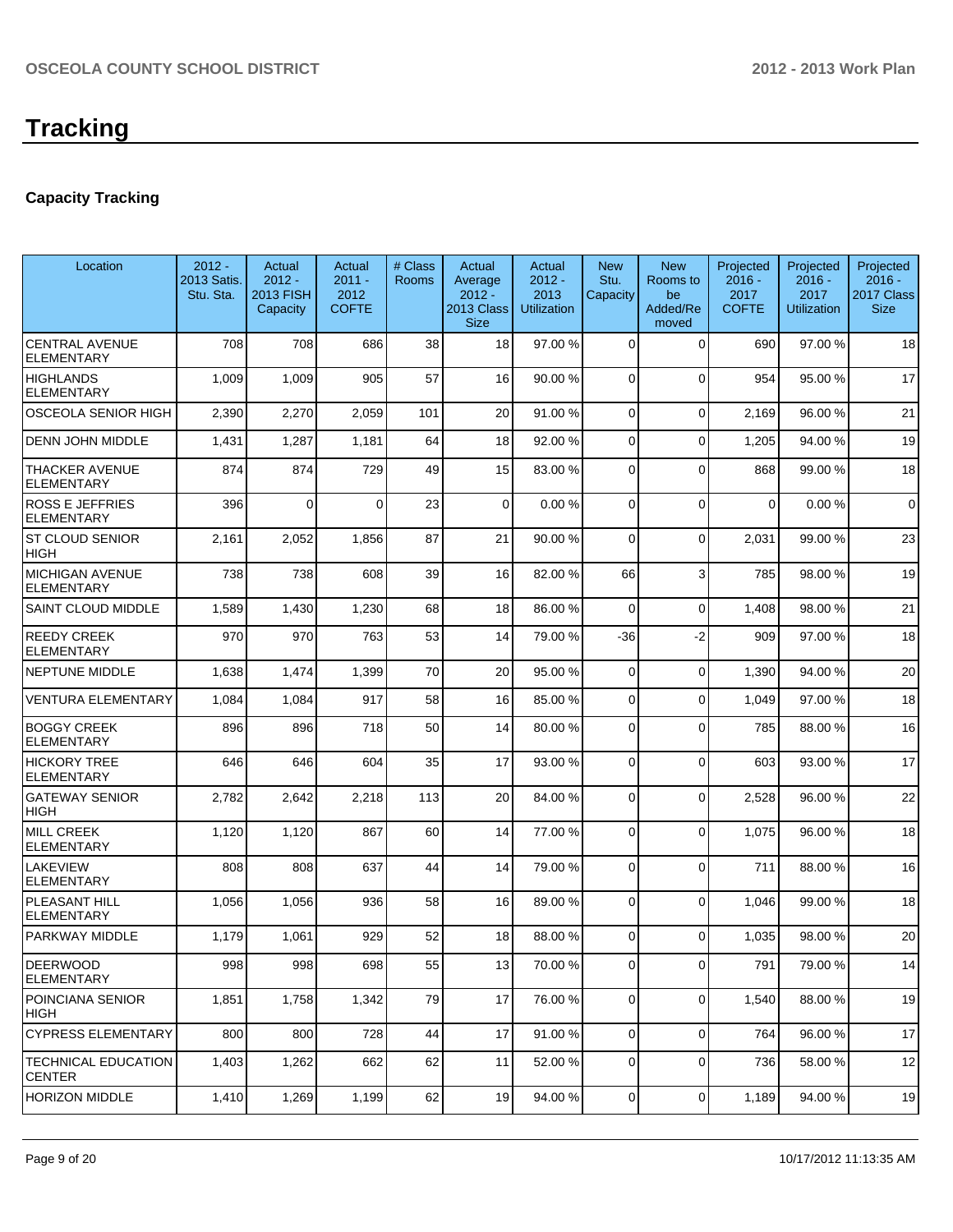# Tracking

## Capacity Tracking

| Location | 2012 - 2013 Satis. Stu. Sta. | Actual 2012 - 2013 FISH Capacity | Actual 2011 - 2012 COFTE | # Class Rooms | Actual Average 2012 - 2013 Class Size | Actual 2012 - 2013 Utilization | New Stu. Capacity | New Rooms to be Added/Removed | Projected 2016 - 2017 COFTE | Projected 2016 - 2017 Utilization | Projected 2016 - 2017 Class Size |
|---|---|---|---|---|---|---|---|---|---|---|---|
| CENTRAL AVENUE ELEMENTARY | 708 | 708 | 686 | 38 | 18 | 97.00 % | 0 | 0 | 690 | 97.00 % | 18 |
| HIGHLANDS ELEMENTARY | 1,009 | 1,009 | 905 | 57 | 16 | 90.00 % | 0 | 0 | 954 | 95.00 % | 17 |
| OSCEOLA SENIOR HIGH | 2,390 | 2,270 | 2,059 | 101 | 20 | 91.00 % | 0 | 0 | 2,169 | 96.00 % | 21 |
| DENN JOHN MIDDLE | 1,431 | 1,287 | 1,181 | 64 | 18 | 92.00 % | 0 | 0 | 1,205 | 94.00 % | 19 |
| THACKER AVENUE ELEMENTARY | 874 | 874 | 729 | 49 | 15 | 83.00 % | 0 | 0 | 868 | 99.00 % | 18 |
| ROSS E JEFFRIES ELEMENTARY | 396 | 0 | 0 | 23 | 0 | 0.00 % | 0 | 0 | 0 | 0.00 % | 0 |
| ST CLOUD SENIOR HIGH | 2,161 | 2,052 | 1,856 | 87 | 21 | 90.00 % | 0 | 0 | 2,031 | 99.00 % | 23 |
| MICHIGAN AVENUE ELEMENTARY | 738 | 738 | 608 | 39 | 16 | 82.00 % | 66 | 3 | 785 | 98.00 % | 19 |
| SAINT CLOUD MIDDLE | 1,589 | 1,430 | 1,230 | 68 | 18 | 86.00 % | 0 | 0 | 1,408 | 98.00 % | 21 |
| REEDY CREEK ELEMENTARY | 970 | 970 | 763 | 53 | 14 | 79.00 % | -36 | -2 | 909 | 97.00 % | 18 |
| NEPTUNE MIDDLE | 1,638 | 1,474 | 1,399 | 70 | 20 | 95.00 % | 0 | 0 | 1,390 | 94.00 % | 20 |
| VENTURA ELEMENTARY | 1,084 | 1,084 | 917 | 58 | 16 | 85.00 % | 0 | 0 | 1,049 | 97.00 % | 18 |
| BOGGY CREEK ELEMENTARY | 896 | 896 | 718 | 50 | 14 | 80.00 % | 0 | 0 | 785 | 88.00 % | 16 |
| HICKORY TREE ELEMENTARY | 646 | 646 | 604 | 35 | 17 | 93.00 % | 0 | 0 | 603 | 93.00 % | 17 |
| GATEWAY SENIOR HIGH | 2,782 | 2,642 | 2,218 | 113 | 20 | 84.00 % | 0 | 0 | 2,528 | 96.00 % | 22 |
| MILL CREEK ELEMENTARY | 1,120 | 1,120 | 867 | 60 | 14 | 77.00 % | 0 | 0 | 1,075 | 96.00 % | 18 |
| LAKEVIEW ELEMENTARY | 808 | 808 | 637 | 44 | 14 | 79.00 % | 0 | 0 | 711 | 88.00 % | 16 |
| PLEASANT HILL ELEMENTARY | 1,056 | 1,056 | 936 | 58 | 16 | 89.00 % | 0 | 0 | 1,046 | 99.00 % | 18 |
| PARKWAY MIDDLE | 1,179 | 1,061 | 929 | 52 | 18 | 88.00 % | 0 | 0 | 1,035 | 98.00 % | 20 |
| DEERWOOD ELEMENTARY | 998 | 998 | 698 | 55 | 13 | 70.00 % | 0 | 0 | 791 | 79.00 % | 14 |
| POINCIANA SENIOR HIGH | 1,851 | 1,758 | 1,342 | 79 | 17 | 76.00 % | 0 | 0 | 1,540 | 88.00 % | 19 |
| CYPRESS ELEMENTARY | 800 | 800 | 728 | 44 | 17 | 91.00 % | 0 | 0 | 764 | 96.00 % | 17 |
| TECHNICAL EDUCATION CENTER | 1,403 | 1,262 | 662 | 62 | 11 | 52.00 % | 0 | 0 | 736 | 58.00 % | 12 |
| HORIZON MIDDLE | 1,410 | 1,269 | 1,199 | 62 | 19 | 94.00 % | 0 | 0 | 1,189 | 94.00 % | 19 |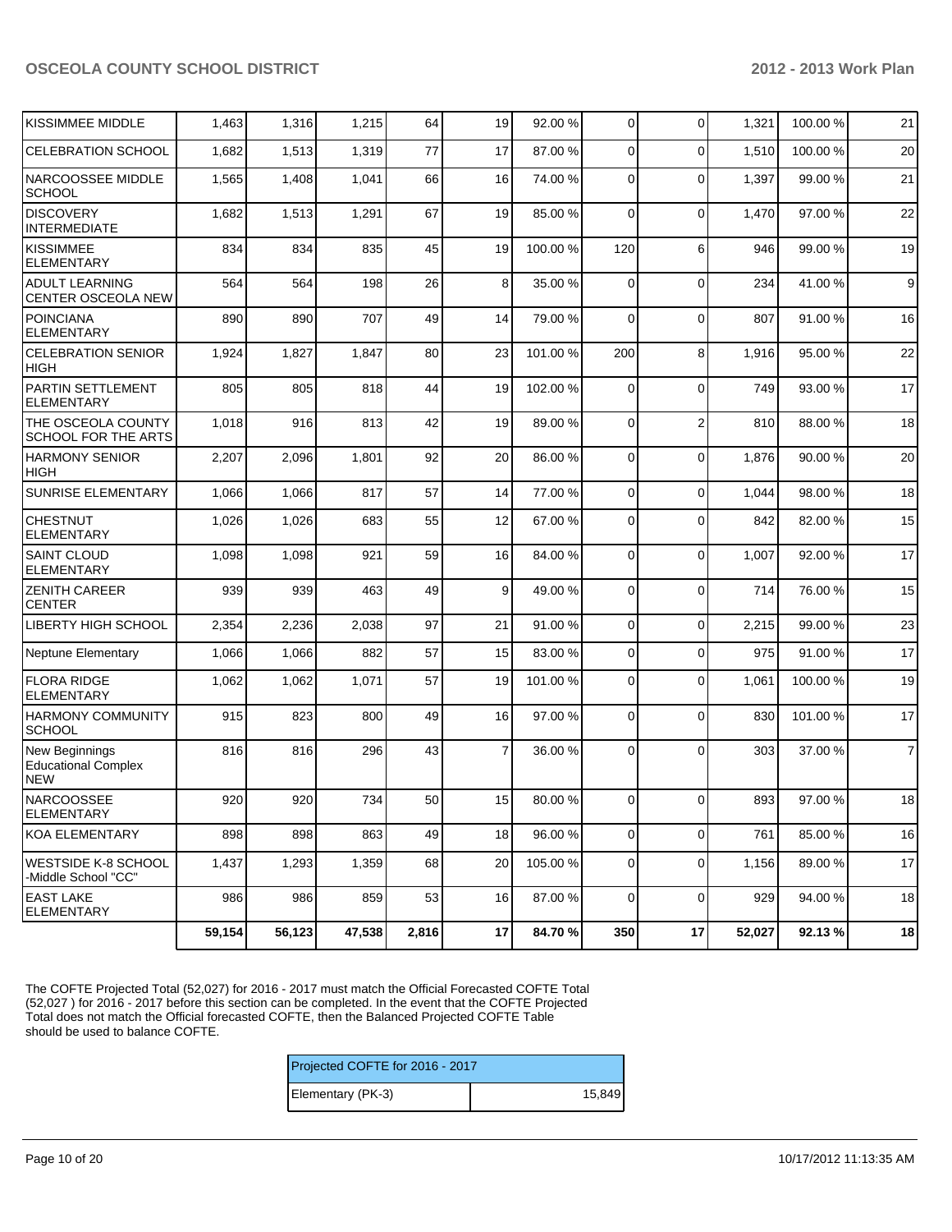| | | | | | | | | | | | |
|---|---|---|---|---|---|---|---|---|---|---|---|
| KISSIMMEE MIDDLE | 1,463 | 1,316 | 1,215 | 64 | 19 | 92.00 % | 0 | 0 | 1,321 | 100.00 % | 21 |
| CELEBRATION SCHOOL | 1,682 | 1,513 | 1,319 | 77 | 17 | 87.00 % | 0 | 0 | 1,510 | 100.00 % | 20 |
| NARCOOSSEE MIDDLE SCHOOL | 1,565 | 1,408 | 1,041 | 66 | 16 | 74.00 % | 0 | 0 | 1,397 | 99.00 % | 21 |
| DISCOVERY INTERMEDIATE | 1,682 | 1,513 | 1,291 | 67 | 19 | 85.00 % | 0 | 0 | 1,470 | 97.00 % | 22 |
| KISSIMMEE ELEMENTARY | 834 | 834 | 835 | 45 | 19 | 100.00 % | 120 | 6 | 946 | 99.00 % | 19 |
| ADULT LEARNING CENTER OSCEOLA NEW | 564 | 564 | 198 | 26 | 8 | 35.00 % | 0 | 0 | 234 | 41.00 % | 9 |
| POINCIANA ELEMENTARY | 890 | 890 | 707 | 49 | 14 | 79.00 % | 0 | 0 | 807 | 91.00 % | 16 |
| CELEBRATION SENIOR HIGH | 1,924 | 1,827 | 1,847 | 80 | 23 | 101.00 % | 200 | 8 | 1,916 | 95.00 % | 22 |
| PARTIN SETTLEMENT ELEMENTARY | 805 | 805 | 818 | 44 | 19 | 102.00 % | 0 | 0 | 749 | 93.00 % | 17 |
| THE OSCEOLA COUNTY SCHOOL FOR THE ARTS | 1,018 | 916 | 813 | 42 | 19 | 89.00 % | 0 | 2 | 810 | 88.00 % | 18 |
| HARMONY SENIOR HIGH | 2,207 | 2,096 | 1,801 | 92 | 20 | 86.00 % | 0 | 0 | 1,876 | 90.00 % | 20 |
| SUNRISE ELEMENTARY | 1,066 | 1,066 | 817 | 57 | 14 | 77.00 % | 0 | 0 | 1,044 | 98.00 % | 18 |
| CHESTNUT ELEMENTARY | 1,026 | 1,026 | 683 | 55 | 12 | 67.00 % | 0 | 0 | 842 | 82.00 % | 15 |
| SAINT CLOUD ELEMENTARY | 1,098 | 1,098 | 921 | 59 | 16 | 84.00 % | 0 | 0 | 1,007 | 92.00 % | 17 |
| ZENITH CAREER CENTER | 939 | 939 | 463 | 49 | 9 | 49.00 % | 0 | 0 | 714 | 76.00 % | 15 |
| LIBERTY HIGH SCHOOL | 2,354 | 2,236 | 2,038 | 97 | 21 | 91.00 % | 0 | 0 | 2,215 | 99.00 % | 23 |
| Neptune Elementary | 1,066 | 1,066 | 882 | 57 | 15 | 83.00 % | 0 | 0 | 975 | 91.00 % | 17 |
| FLORA RIDGE ELEMENTARY | 1,062 | 1,062 | 1,071 | 57 | 19 | 101.00 % | 0 | 0 | 1,061 | 100.00 % | 19 |
| HARMONY COMMUNITY SCHOOL | 915 | 823 | 800 | 49 | 16 | 97.00 % | 0 | 0 | 830 | 101.00 % | 17 |
| New Beginnings Educational Complex NEW | 816 | 816 | 296 | 43 | 7 | 36.00 % | 0 | 0 | 303 | 37.00 % | 7 |
| NARCOOSSEE ELEMENTARY | 920 | 920 | 734 | 50 | 15 | 80.00 % | 0 | 0 | 893 | 97.00 % | 18 |
| KOA ELEMENTARY | 898 | 898 | 863 | 49 | 18 | 96.00 % | 0 | 0 | 761 | 85.00 % | 16 |
| WESTSIDE K-8 SCHOOL -Middle School "CC" | 1,437 | 1,293 | 1,359 | 68 | 20 | 105.00 % | 0 | 0 | 1,156 | 89.00 % | 17 |
| EAST LAKE ELEMENTARY | 986 | 986 | 859 | 53 | 16 | 87.00 % | 0 | 0 | 929 | 94.00 % | 18 |
| | **59,154** | **56,123** | **47,538** | **2,816** | **17** | **84.70 %** | **350** | **17** | **52,027** | **92.13 %** | **18** |

The COFTE Projected Total (52,027) for 2016 - 2017 must match the Official Forecasted COFTE Total (52,027 ) for 2016 - 2017 before this section can be completed. In the event that the COFTE Projected Total does not match the Official forecasted COFTE, then the Balanced Projected COFTE Table should be used to balance COFTE.

| Projected COFTE for 2016 - 2017 | |
|---|---|
| Elementary (PK-3) | 15,849 |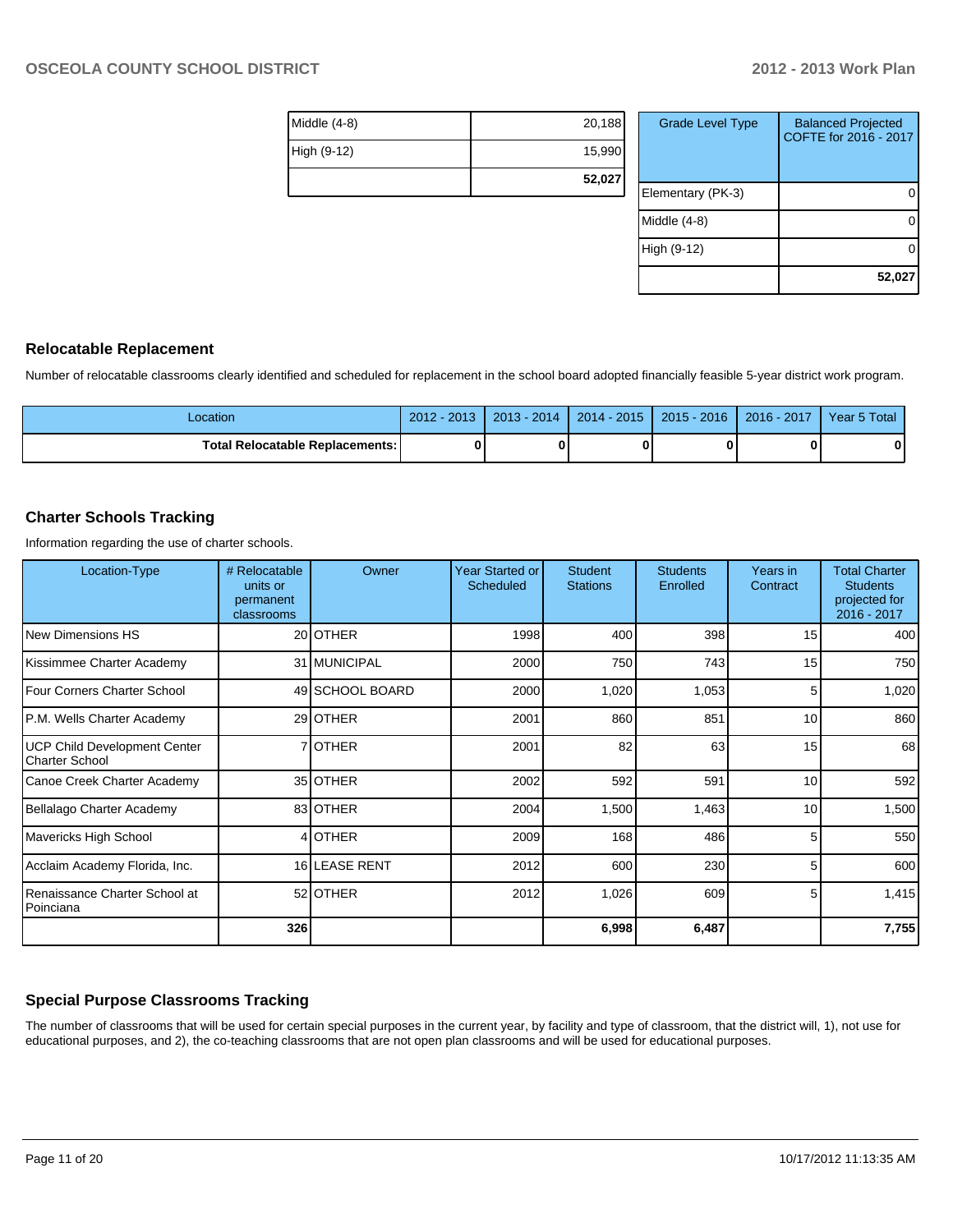| | |
|---|---|
| Middle (4-8) | 20,188 |
| High (9-12) | 15,990 |
| | **52,027** |

| Grade Level Type | Balanced Projected COFTE for 2016 - 2017 |
|---|---|
| Elementary (PK-3) | 0 |
| Middle (4-8) | 0 |
| High (9-12) | 0 |
| | **52,027** |

## Relocatable Replacement

Number of relocatable classrooms clearly identified and scheduled for replacement in the school board adopted financially feasible 5-year district work program.

| Location | 2012 - 2013 | 2013 - 2014 | 2014 - 2015 | 2015 - 2016 | 2016 - 2017 | Year 5 Total |
|---|---|---|---|---|---|---|
| **Total Relocatable Replacements:** | **0** | **0** | **0** | **0** | **0** | **0** |

## Charter Schools Tracking

Information regarding the use of charter schools.

| Location-Type | # Relocatable units or permanent classrooms | Owner | Year Started or Scheduled | Student Stations | Students Enrolled | Years in Contract | Total Charter Students projected for 2016 - 2017 |
|---|---|---|---|---|---|---|---|
| New Dimensions HS | 20 | OTHER | 1998 | 400 | 398 | 15 | 400 |
| Kissimmee Charter Academy | 31 | MUNICIPAL | 2000 | 750 | 743 | 15 | 750 |
| Four Corners Charter School | 49 | SCHOOL BOARD | 2000 | 1,020 | 1,053 | 5 | 1,020 |
| P.M. Wells Charter Academy | 29 | OTHER | 2001 | 860 | 851 | 10 | 860 |
| UCP Child Development Center Charter School | 7 | OTHER | 2001 | 82 | 63 | 15 | 68 |
| Canoe Creek Charter Academy | 35 | OTHER | 2002 | 592 | 591 | 10 | 592 |
| Bellalago Charter Academy | 83 | OTHER | 2004 | 1,500 | 1,463 | 10 | 1,500 |
| Mavericks High School | 4 | OTHER | 2009 | 168 | 486 | 5 | 550 |
| Acclaim Academy Florida, Inc. | 16 | LEASE RENT | 2012 | 600 | 230 | 5 | 600 |
| Renaissance Charter School at Poinciana | 52 | OTHER | 2012 | 1,026 | 609 | 5 | 1,415 |
| | **326** | | | **6,998** | **6,487** | | **7,755** |

## Special Purpose Classrooms Tracking

The number of classrooms that will be used for certain special purposes in the current year, by facility and type of classroom, that the district will, 1), not use for educational purposes, and 2), the co-teaching classrooms that are not open plan classrooms and will be used for educational purposes.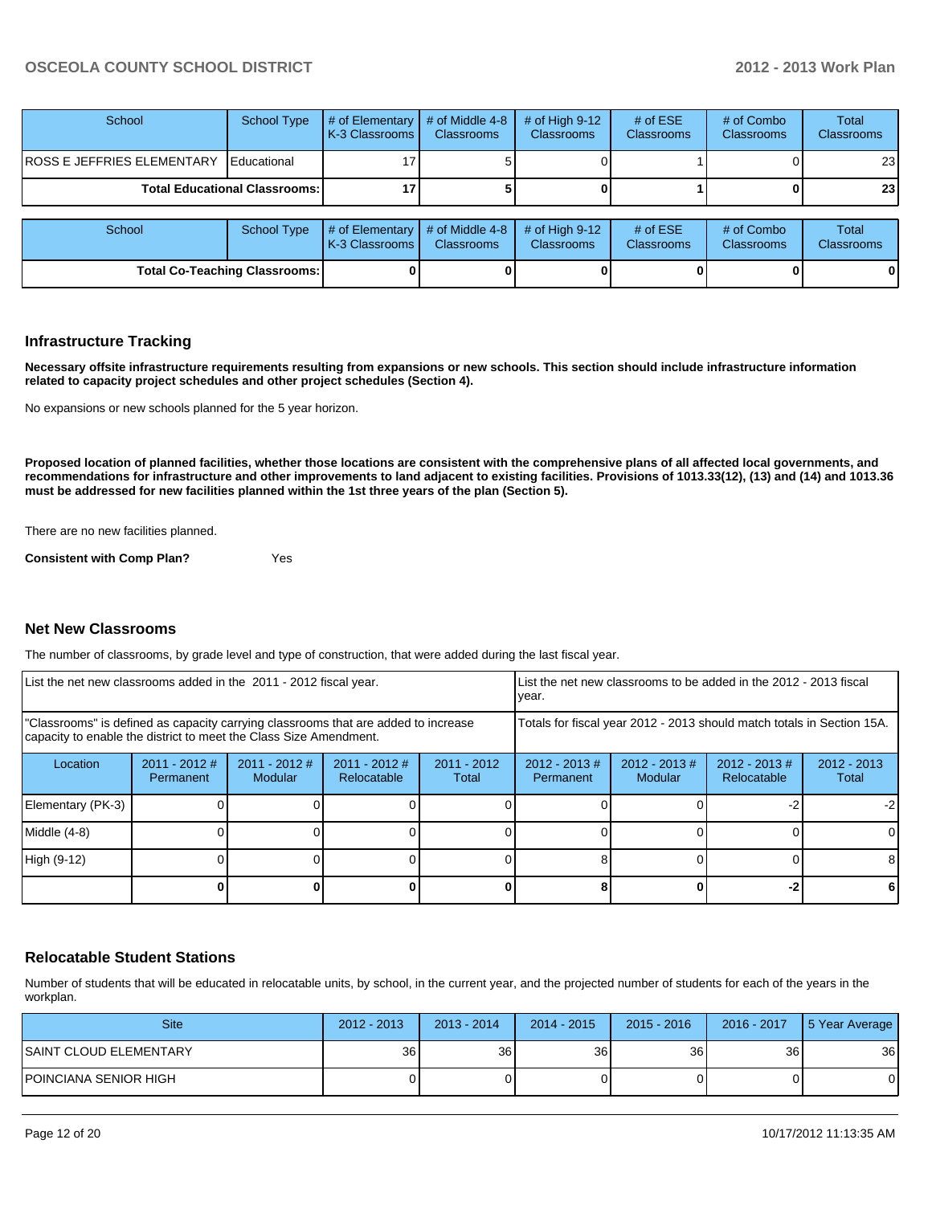| School | School Type | # of Elementary K-3 Classrooms | # of Middle 4-8 Classrooms | # of High 9-12 Classrooms | # of ESE Classrooms | # of Combo Classrooms | Total Classrooms |
|---|---|---|---|---|---|---|---|
| ROSS E JEFFRIES ELEMENTARY | Educational | 17 | 5 | 0 | 1 | 0 | 23 |
| **Total Educational Classrooms:** | | **17** | **5** | **0** | **1** | **0** | **23** |

| School | School Type | # of Elementary K-3 Classrooms | # of Middle 4-8 Classrooms | # of High 9-12 Classrooms | # of ESE Classrooms | # of Combo Classrooms | Total Classrooms |
|---|---|---|---|---|---|---|---|
| **Total Co-Teaching Classrooms:** | | **0** | **0** | **0** | **0** | **0** | **0** |

## Infrastructure Tracking

**Necessary offsite infrastructure requirements resulting from expansions or new schools. This section should include infrastructure information related to capacity project schedules and other project schedules (Section 4).**

No expansions or new schools planned for the 5 year horizon.

**Proposed location of planned facilities, whether those locations are consistent with the comprehensive plans of all affected local governments, and recommendations for infrastructure and other improvements to land adjacent to existing facilities. Provisions of 1013.33(12), (13) and (14) and 1013.36 must be addressed for new facilities planned within the 1st three years of the plan (Section 5).**

There are no new facilities planned.

**Consistent with Comp Plan?** Yes

## Net New Classrooms

The number of classrooms, by grade level and type of construction, that were added during the last fiscal year.

| List the net new classrooms added in the 2011 - 2012 fiscal year. | | | | | List the net new classrooms to be added in the 2012 - 2013 fiscal year. | | | |
|---|---|---|---|---|---|---|---|---|
| "Classrooms" is defined as capacity carrying classrooms that are added to increase capacity to enable the district to meet the Class Size Amendment. | | | | | Totals for fiscal year 2012 - 2013 should match totals in Section 15A. | | | |
| Location | 2011 - 2012 # Permanent | 2011 - 2012 # Modular | 2011 - 2012 # Relocatable | 2011 - 2012 Total | 2012 - 2013 # Permanent | 2012 - 2013 # Modular | 2012 - 2013 # Relocatable | 2012 - 2013 Total |
| Elementary (PK-3) | 0 | 0 | 0 | 0 | 0 | 0 | -2 | -2 |
| Middle (4-8) | 0 | 0 | 0 | 0 | 0 | 0 | 0 | 0 |
| High (9-12) | 0 | 0 | 0 | 0 | 8 | 0 | 0 | 8 |
| | **0** | **0** | **0** | **0** | **8** | **0** | **-2** | **6** |

## Relocatable Student Stations

Number of students that will be educated in relocatable units, by school, in the current year, and the projected number of students for each of the years in the workplan.

| Site | 2012 - 2013 | 2013 - 2014 | 2014 - 2015 | 2015 - 2016 | 2016 - 2017 | 5 Year Average |
|---|---|---|---|---|---|---|
| SAINT CLOUD ELEMENTARY | 36 | 36 | 36 | 36 | 36 | 36 |
| POINCIANA SENIOR HIGH | 0 | 0 | 0 | 0 | 0 | 0 |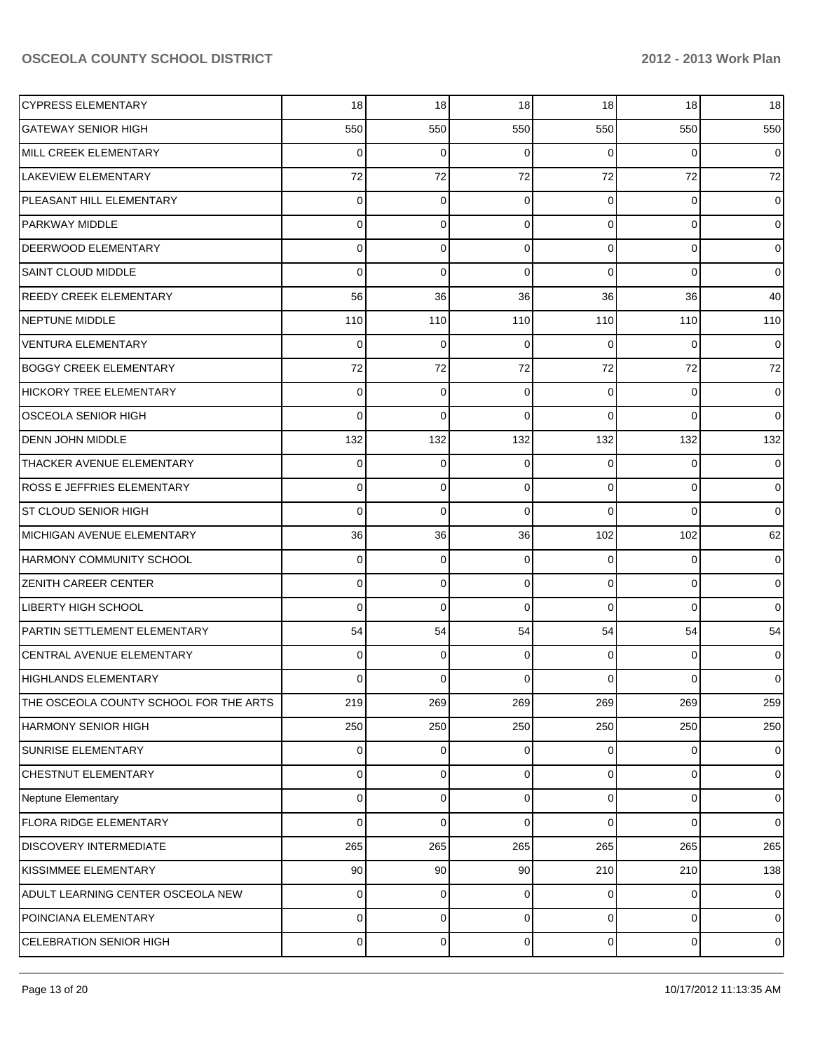| | | | | | | |
|---|---|---|---|---|---|---|
| CYPRESS ELEMENTARY | 18 | 18 | 18 | 18 | 18 | 18 |
| GATEWAY SENIOR HIGH | 550 | 550 | 550 | 550 | 550 | 550 |
| MILL CREEK ELEMENTARY | 0 | 0 | 0 | 0 | 0 | 0 |
| LAKEVIEW ELEMENTARY | 72 | 72 | 72 | 72 | 72 | 72 |
| PLEASANT HILL ELEMENTARY | 0 | 0 | 0 | 0 | 0 | 0 |
| PARKWAY MIDDLE | 0 | 0 | 0 | 0 | 0 | 0 |
| DEERWOOD ELEMENTARY | 0 | 0 | 0 | 0 | 0 | 0 |
| SAINT CLOUD MIDDLE | 0 | 0 | 0 | 0 | 0 | 0 |
| REEDY CREEK ELEMENTARY | 56 | 36 | 36 | 36 | 36 | 40 |
| NEPTUNE MIDDLE | 110 | 110 | 110 | 110 | 110 | 110 |
| VENTURA ELEMENTARY | 0 | 0 | 0 | 0 | 0 | 0 |
| BOGGY CREEK ELEMENTARY | 72 | 72 | 72 | 72 | 72 | 72 |
| HICKORY TREE ELEMENTARY | 0 | 0 | 0 | 0 | 0 | 0 |
| OSCEOLA SENIOR HIGH | 0 | 0 | 0 | 0 | 0 | 0 |
| DENN JOHN MIDDLE | 132 | 132 | 132 | 132 | 132 | 132 |
| THACKER AVENUE ELEMENTARY | 0 | 0 | 0 | 0 | 0 | 0 |
| ROSS E JEFFRIES ELEMENTARY | 0 | 0 | 0 | 0 | 0 | 0 |
| ST CLOUD SENIOR HIGH | 0 | 0 | 0 | 0 | 0 | 0 |
| MICHIGAN AVENUE ELEMENTARY | 36 | 36 | 36 | 102 | 102 | 62 |
| HARMONY COMMUNITY SCHOOL | 0 | 0 | 0 | 0 | 0 | 0 |
| ZENITH CAREER CENTER | 0 | 0 | 0 | 0 | 0 | 0 |
| LIBERTY HIGH SCHOOL | 0 | 0 | 0 | 0 | 0 | 0 |
| PARTIN SETTLEMENT ELEMENTARY | 54 | 54 | 54 | 54 | 54 | 54 |
| CENTRAL AVENUE ELEMENTARY | 0 | 0 | 0 | 0 | 0 | 0 |
| HIGHLANDS ELEMENTARY | 0 | 0 | 0 | 0 | 0 | 0 |
| THE OSCEOLA COUNTY SCHOOL FOR THE ARTS | 219 | 269 | 269 | 269 | 269 | 259 |
| HARMONY SENIOR HIGH | 250 | 250 | 250 | 250 | 250 | 250 |
| SUNRISE ELEMENTARY | 0 | 0 | 0 | 0 | 0 | 0 |
| CHESTNUT ELEMENTARY | 0 | 0 | 0 | 0 | 0 | 0 |
| Neptune Elementary | 0 | 0 | 0 | 0 | 0 | 0 |
| FLORA RIDGE ELEMENTARY | 0 | 0 | 0 | 0 | 0 | 0 |
| DISCOVERY INTERMEDIATE | 265 | 265 | 265 | 265 | 265 | 265 |
| KISSIMMEE ELEMENTARY | 90 | 90 | 90 | 210 | 210 | 138 |
| ADULT LEARNING CENTER OSCEOLA NEW | 0 | 0 | 0 | 0 | 0 | 0 |
| POINCIANA ELEMENTARY | 0 | 0 | 0 | 0 | 0 | 0 |
| CELEBRATION SENIOR HIGH | 0 | 0 | 0 | 0 | 0 | 0 |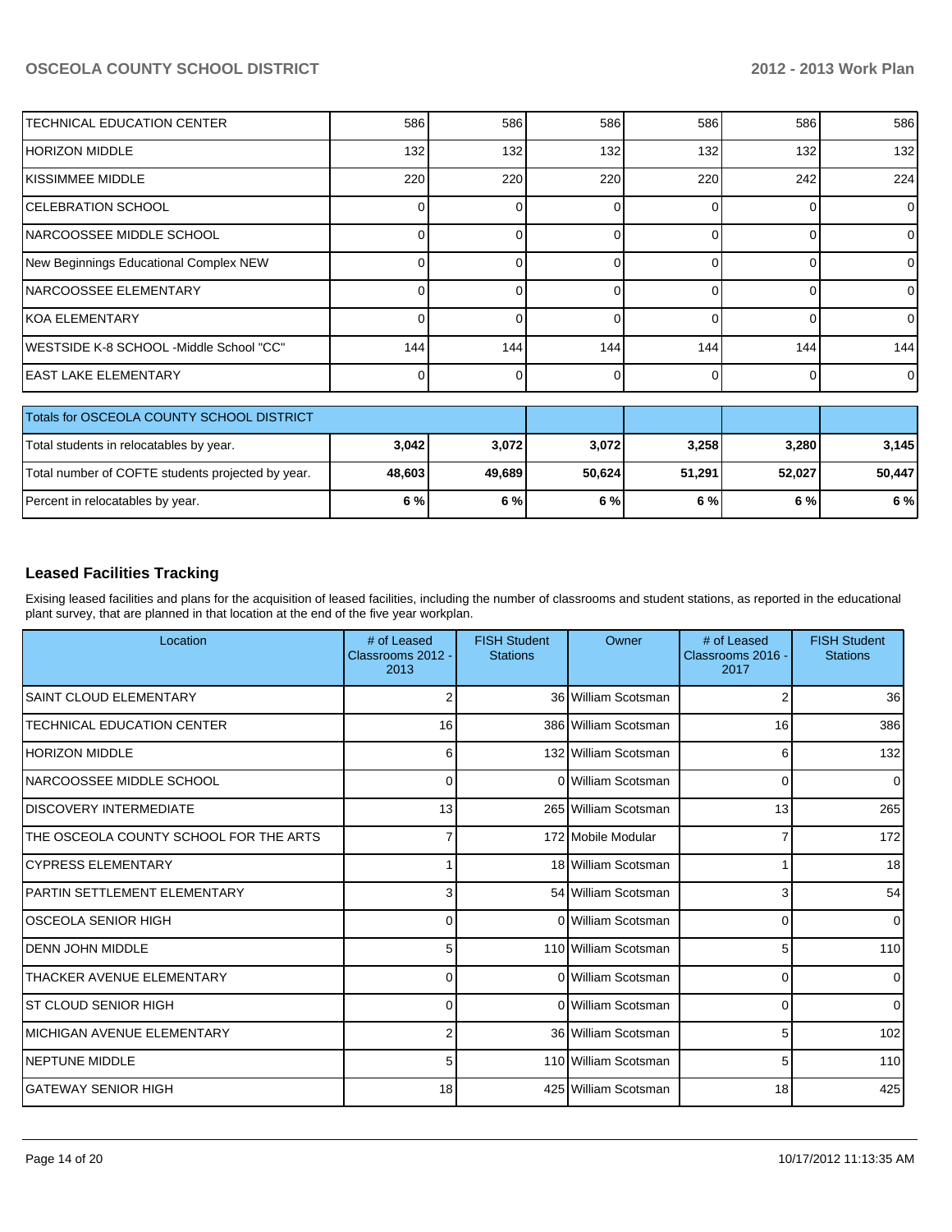| | | | | | | |
|---|---|---|---|---|---|---|
| TECHNICAL EDUCATION CENTER | 586 | 586 | 586 | 586 | 586 | 586 |
| HORIZON MIDDLE | 132 | 132 | 132 | 132 | 132 | 132 |
| KISSIMMEE MIDDLE | 220 | 220 | 220 | 220 | 242 | 224 |
| CELEBRATION SCHOOL | 0 | 0 | 0 | 0 | 0 | 0 |
| NARCOOSSEE MIDDLE SCHOOL | 0 | 0 | 0 | 0 | 0 | 0 |
| New Beginnings Educational Complex NEW | 0 | 0 | 0 | 0 | 0 | 0 |
| NARCOOSSEE ELEMENTARY | 0 | 0 | 0 | 0 | 0 | 0 |
| KOA ELEMENTARY | 0 | 0 | 0 | 0 | 0 | 0 |
| WESTSIDE K-8 SCHOOL -Middle School "CC" | 144 | 144 | 144 | 144 | 144 | 144 |
| EAST LAKE ELEMENTARY | 0 | 0 | 0 | 0 | 0 | 0 |

| Totals for OSCEOLA COUNTY SCHOOL DISTRICT | | | | | | |
|---|---|---|---|---|---|---|
| Total students in relocatables by year. | **3,042** | **3,072** | **3,072** | **3,258** | **3,280** | **3,145** |
| Total number of COFTE students projected by year. | **48,603** | **49,689** | **50,624** | **51,291** | **52,027** | **50,447** |
| Percent in relocatables by year. | **6 %** | **6 %** | **6 %** | **6 %** | **6 %** | **6 %** |

### Leased Facilities Tracking

Exising leased facilities and plans for the acquisition of leased facilities, including the number of classrooms and student stations, as reported in the educational plant survey, that are planned in that location at the end of the five year workplan.

| Location | # of Leased Classrooms 2012 - 2013 | FISH Student Stations | Owner | # of Leased Classrooms 2016 - 2017 | FISH Student Stations |
|---|---|---|---|---|---|
| SAINT CLOUD ELEMENTARY | 2 | 36 | William Scotsman | 2 | 36 |
| TECHNICAL EDUCATION CENTER | 16 | 386 | William Scotsman | 16 | 386 |
| HORIZON MIDDLE | 6 | 132 | William Scotsman | 6 | 132 |
| NARCOOSSEE MIDDLE SCHOOL | 0 | 0 | William Scotsman | 0 | 0 |
| DISCOVERY INTERMEDIATE | 13 | 265 | William Scotsman | 13 | 265 |
| THE OSCEOLA COUNTY SCHOOL FOR THE ARTS | 7 | 172 | Mobile Modular | 7 | 172 |
| CYPRESS ELEMENTARY | 1 | 18 | William Scotsman | 1 | 18 |
| PARTIN SETTLEMENT ELEMENTARY | 3 | 54 | William Scotsman | 3 | 54 |
| OSCEOLA SENIOR HIGH | 0 | 0 | William Scotsman | 0 | 0 |
| DENN JOHN MIDDLE | 5 | 110 | William Scotsman | 5 | 110 |
| THACKER AVENUE ELEMENTARY | 0 | 0 | William Scotsman | 0 | 0 |
| ST CLOUD SENIOR HIGH | 0 | 0 | William Scotsman | 0 | 0 |
| MICHIGAN AVENUE ELEMENTARY | 2 | 36 | William Scotsman | 5 | 102 |
| NEPTUNE MIDDLE | 5 | 110 | William Scotsman | 5 | 110 |
| GATEWAY SENIOR HIGH | 18 | 425 | William Scotsman | 18 | 425 |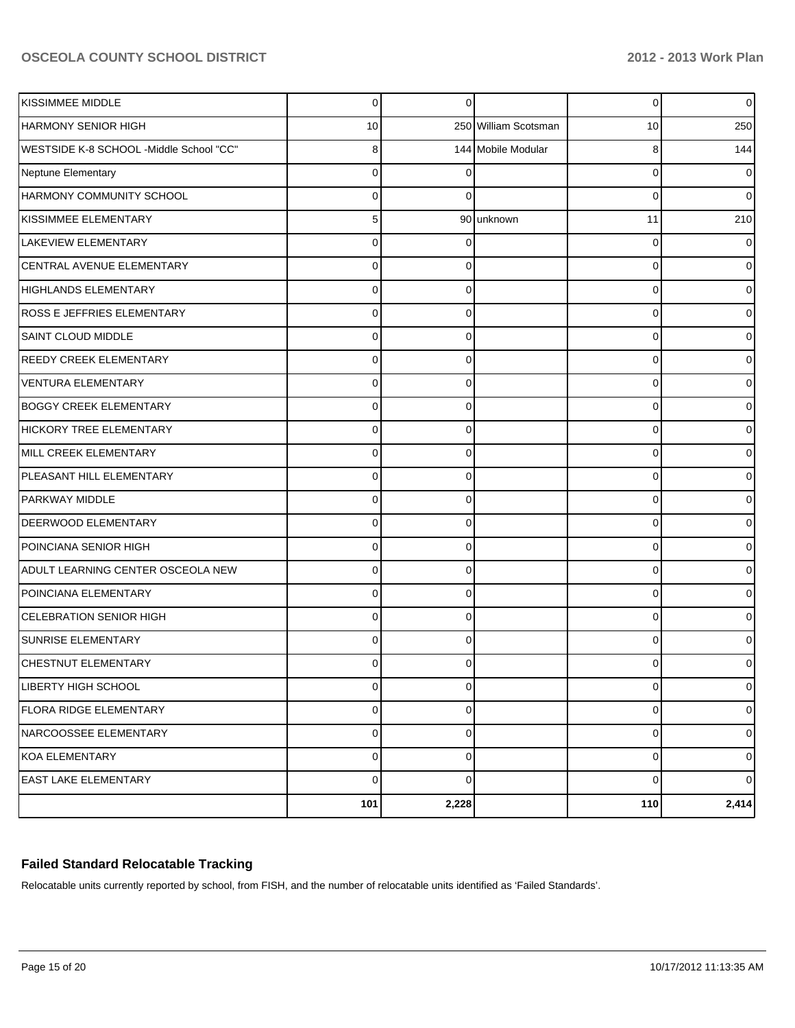| | | | | | |
|---|---|---|---|---|---|
| KISSIMMEE MIDDLE | 0 | 0 | | 0 | 0 |
| HARMONY SENIOR HIGH | 10 | 250 | William Scotsman | 10 | 250 |
| WESTSIDE K-8 SCHOOL -Middle School "CC" | 8 | 144 | Mobile Modular | 8 | 144 |
| Neptune Elementary | 0 | 0 | | 0 | 0 |
| HARMONY COMMUNITY SCHOOL | 0 | 0 | | 0 | 0 |
| KISSIMMEE ELEMENTARY | 5 | 90 | unknown | 11 | 210 |
| LAKEVIEW ELEMENTARY | 0 | 0 | | 0 | 0 |
| CENTRAL AVENUE ELEMENTARY | 0 | 0 | | 0 | 0 |
| HIGHLANDS ELEMENTARY | 0 | 0 | | 0 | 0 |
| ROSS E JEFFRIES ELEMENTARY | 0 | 0 | | 0 | 0 |
| SAINT CLOUD MIDDLE | 0 | 0 | | 0 | 0 |
| REEDY CREEK ELEMENTARY | 0 | 0 | | 0 | 0 |
| VENTURA ELEMENTARY | 0 | 0 | | 0 | 0 |
| BOGGY CREEK ELEMENTARY | 0 | 0 | | 0 | 0 |
| HICKORY TREE ELEMENTARY | 0 | 0 | | 0 | 0 |
| MILL CREEK ELEMENTARY | 0 | 0 | | 0 | 0 |
| PLEASANT HILL ELEMENTARY | 0 | 0 | | 0 | 0 |
| PARKWAY MIDDLE | 0 | 0 | | 0 | 0 |
| DEERWOOD ELEMENTARY | 0 | 0 | | 0 | 0 |
| POINCIANA SENIOR HIGH | 0 | 0 | | 0 | 0 |
| ADULT LEARNING CENTER OSCEOLA NEW | 0 | 0 | | 0 | 0 |
| POINCIANA ELEMENTARY | 0 | 0 | | 0 | 0 |
| CELEBRATION SENIOR HIGH | 0 | 0 | | 0 | 0 |
| SUNRISE ELEMENTARY | 0 | 0 | | 0 | 0 |
| CHESTNUT ELEMENTARY | 0 | 0 | | 0 | 0 |
| LIBERTY HIGH SCHOOL | 0 | 0 | | 0 | 0 |
| FLORA RIDGE ELEMENTARY | 0 | 0 | | 0 | 0 |
| NARCOOSSEE ELEMENTARY | 0 | 0 | | 0 | 0 |
| KOA ELEMENTARY | 0 | 0 | | 0 | 0 |
| EAST LAKE ELEMENTARY | 0 | 0 | | 0 | 0 |
| | **101** | **2,228** | | **110** | **2,414** |

## Failed Standard Relocatable Tracking

Relocatable units currently reported by school, from FISH, and the number of relocatable units identified as 'Failed Standards'.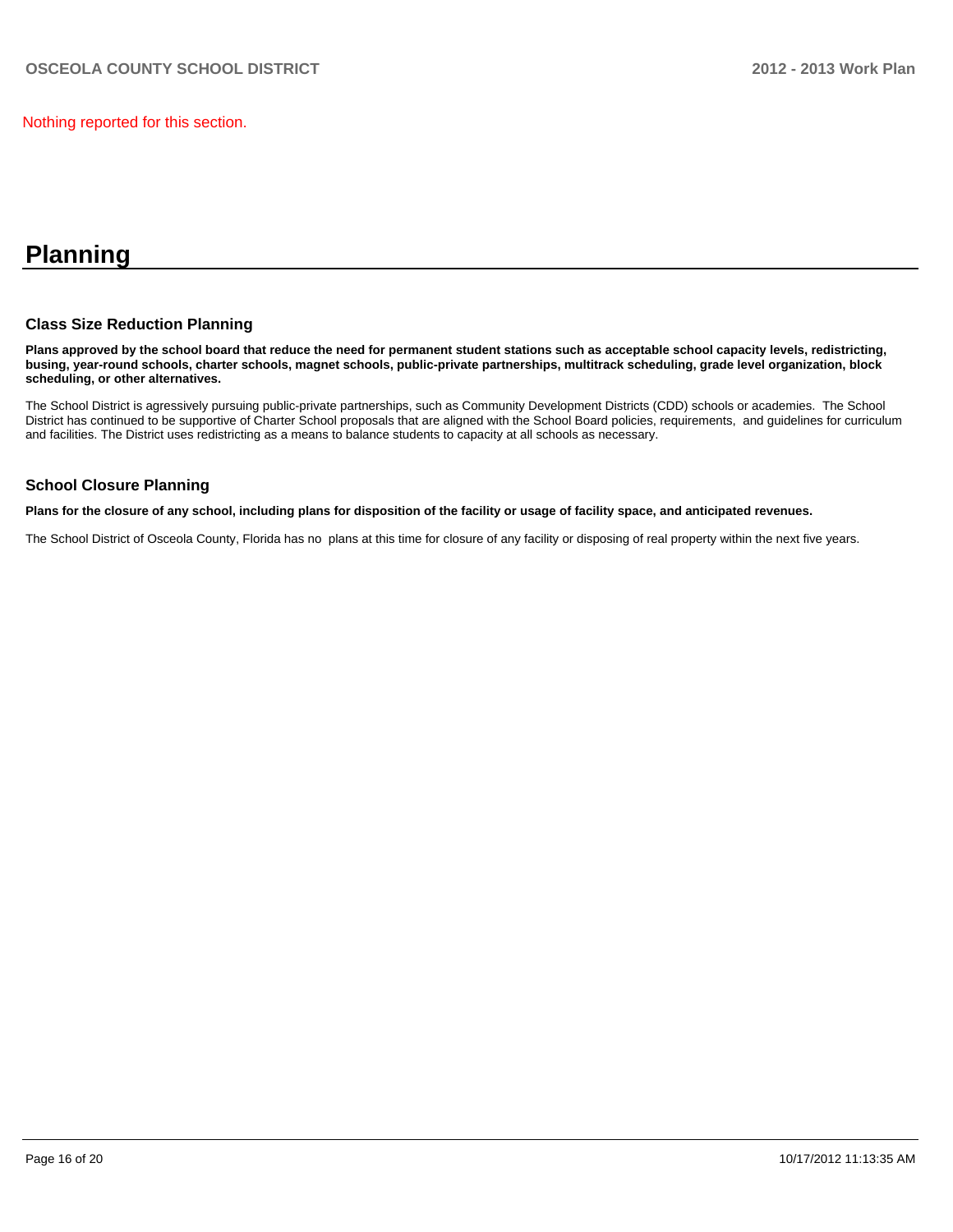Nothing reported for this section.

# Planning

## Class Size Reduction Planning

**Plans approved by the school board that reduce the need for permanent student stations such as acceptable school capacity levels, redistricting, busing, year-round schools, charter schools, magnet schools, public-private partnerships, multitrack scheduling, grade level organization, block scheduling, or other alternatives.**

The School District is agressively pursuing public-private partnerships, such as Community Development Districts (CDD) schools or academies. The School District has continued to be supportive of Charter School proposals that are aligned with the School Board policies, requirements, and guidelines for curriculum and facilities. The District uses redistricting as a means to balance students to capacity at all schools as necessary.

## School Closure Planning

**Plans for the closure of any school, including plans for disposition of the facility or usage of facility space, and anticipated revenues.**

The School District of Osceola County, Florida has no plans at this time for closure of any facility or disposing of real property within the next five years.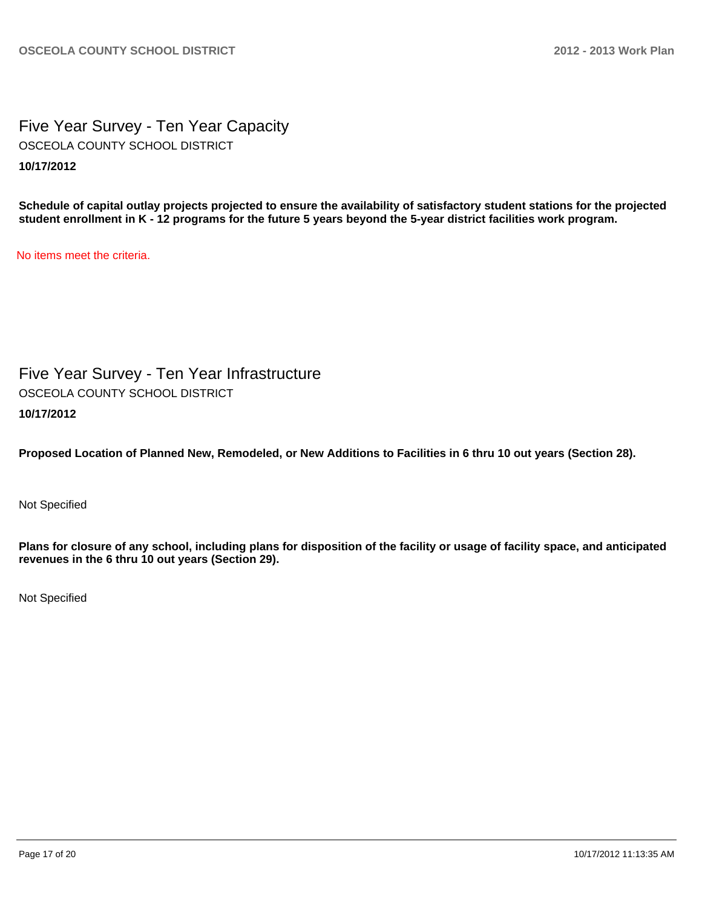# Five Year Survey - Ten Year Capacity

OSCEOLA COUNTY SCHOOL DISTRICT

**10/17/2012**

**Schedule of capital outlay projects projected to ensure the availability of satisfactory student stations for the projected student enrollment in K - 12 programs for the future 5 years beyond the 5-year district facilities work program.**

No items meet the criteria.

# Five Year Survey - Ten Year Infrastructure

OSCEOLA COUNTY SCHOOL DISTRICT

**10/17/2012**

**Proposed Location of Planned New, Remodeled, or New Additions to Facilities in 6 thru 10 out years (Section 28).**

Not Specified

**Plans for closure of any school, including plans for disposition of the facility or usage of facility space, and anticipated revenues in the 6 thru 10 out years (Section 29).**

Not Specified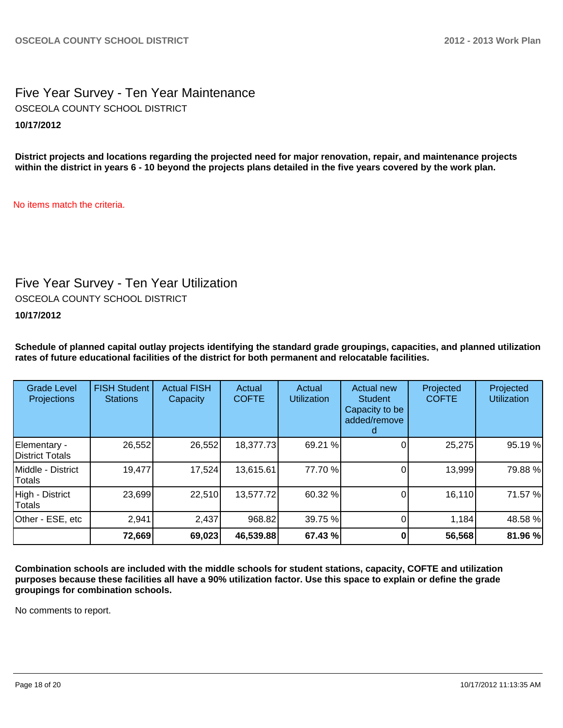## Five Year Survey - Ten Year Maintenance

OSCEOLA COUNTY SCHOOL DISTRICT

**10/17/2012**

**District projects and locations regarding the projected need for major renovation, repair, and maintenance projects within the district in years 6 - 10 beyond the projects plans detailed in the five years covered by the work plan.**

No items match the criteria.

## Five Year Survey - Ten Year Utilization

OSCEOLA COUNTY SCHOOL DISTRICT

**10/17/2012**

**Schedule of planned capital outlay projects identifying the standard grade groupings, capacities, and planned utilization rates of future educational facilities of the district for both permanent and relocatable facilities.**

| Grade Level Projections | FISH Student Stations | Actual FISH Capacity | Actual COFTE | Actual Utilization | Actual new Student Capacity to be added/removed | Projected COFTE | Projected Utilization |
|---|---|---|---|---|---|---|---|
| Elementary - District Totals | 26,552 | 26,552 | 18,377.73 | 69.21 % | 0 | 25,275 | 95.19 % |
| Middle - District Totals | 19,477 | 17,524 | 13,615.61 | 77.70 % | 0 | 13,999 | 79.88 % |
| High - District Totals | 23,699 | 22,510 | 13,577.72 | 60.32 % | 0 | 16,110 | 71.57 % |
| Other - ESE, etc | 2,941 | 2,437 | 968.82 | 39.75 % | 0 | 1,184 | 48.58 % |
| | **72,669** | **69,023** | **46,539.88** | **67.43 %** | **0** | **56,568** | **81.96 %** |

**Combination schools are included with the middle schools for student stations, capacity, COFTE and utilization purposes because these facilities all have a 90% utilization factor. Use this space to explain or define the grade groupings for combination schools.**

No comments to report.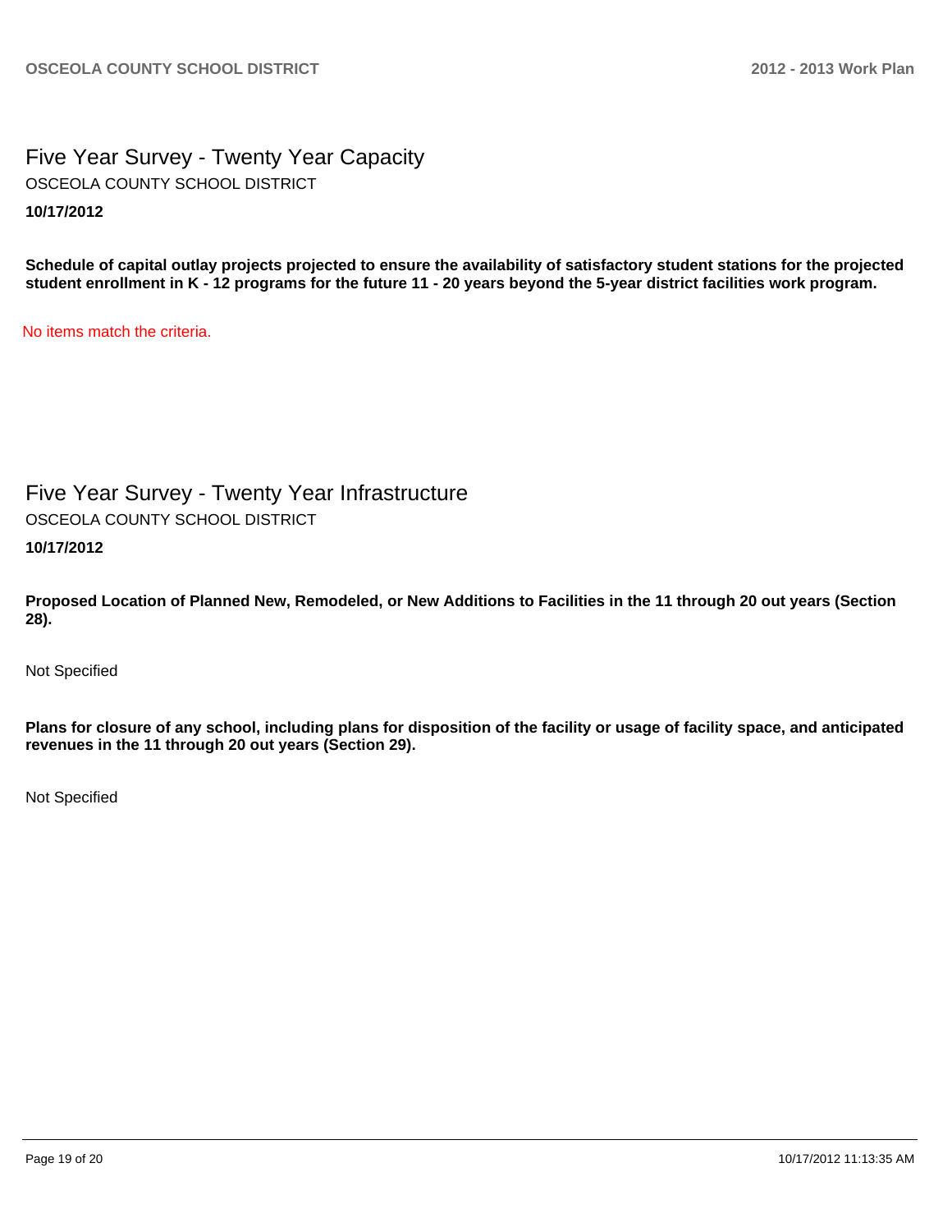## Five Year Survey - Twenty Year Capacity

OSCEOLA COUNTY SCHOOL DISTRICT

**10/17/2012**

**Schedule of capital outlay projects projected to ensure the availability of satisfactory student stations for the projected student enrollment in K - 12 programs for the future 11 - 20 years beyond the 5-year district facilities work program.**

No items match the criteria.

## Five Year Survey - Twenty Year Infrastructure

OSCEOLA COUNTY SCHOOL DISTRICT

**10/17/2012**

**Proposed Location of Planned New, Remodeled, or New Additions to Facilities in the 11 through 20 out years (Section 28).**

Not Specified

**Plans for closure of any school, including plans for disposition of the facility or usage of facility space, and anticipated revenues in the 11 through 20 out years (Section 29).**

Not Specified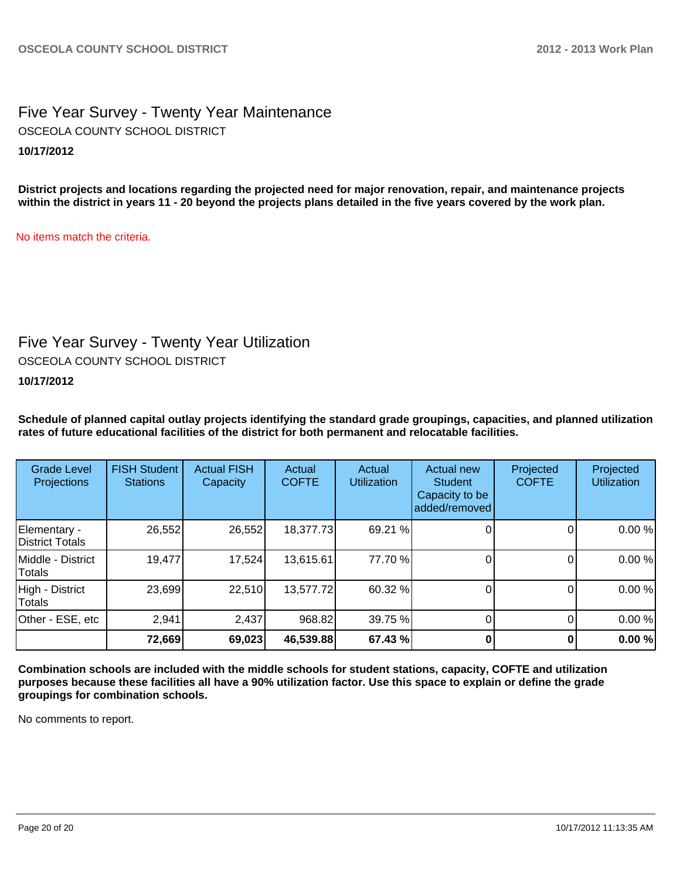## Five Year Survey - Twenty Year Maintenance

OSCEOLA COUNTY SCHOOL DISTRICT

**10/17/2012**

**District projects and locations regarding the projected need for major renovation, repair, and maintenance projects within the district in years 11 - 20 beyond the projects plans detailed in the five years covered by the work plan.**

No items match the criteria.

## Five Year Survey - Twenty Year Utilization

OSCEOLA COUNTY SCHOOL DISTRICT

**10/17/2012**

**Schedule of planned capital outlay projects identifying the standard grade groupings, capacities, and planned utilization rates of future educational facilities of the district for both permanent and relocatable facilities.**

| Grade Level Projections | FISH Student Stations | Actual FISH Capacity | Actual COFTE | Actual Utilization | Actual new Student Capacity to be added/removed | Projected COFTE | Projected Utilization |
|---|---|---|---|---|---|---|---|
| Elementary - District Totals | 26,552 | 26,552 | 18,377.73 | 69.21 % | 0 | 0 | 0.00 % |
| Middle - District Totals | 19,477 | 17,524 | 13,615.61 | 77.70 % | 0 | 0 | 0.00 % |
| High - District Totals | 23,699 | 22,510 | 13,577.72 | 60.32 % | 0 | 0 | 0.00 % |
| Other - ESE, etc | 2,941 | 2,437 | 968.82 | 39.75 % | 0 | 0 | 0.00 % |
| | **72,669** | **69,023** | **46,539.88** | **67.43 %** | **0** | **0** | **0.00 %** |

**Combination schools are included with the middle schools for student stations, capacity, COFTE and utilization purposes because these facilities all have a 90% utilization factor. Use this space to explain or define the grade groupings for combination schools.**

No comments to report.